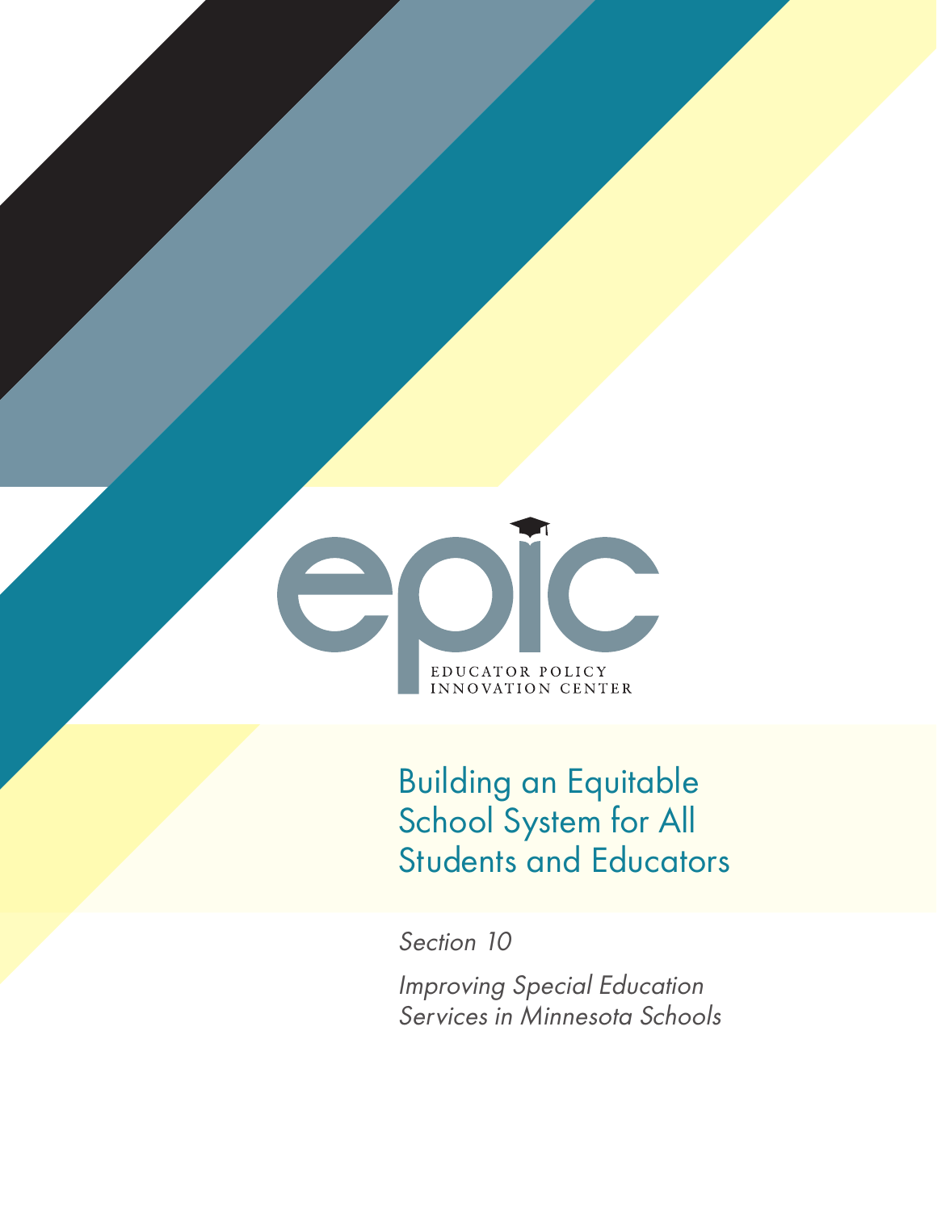epic

EDUCATOR POLICY INNOVATION CENTER

# Building an Equitable School System for All Students and Educators

*Section 10*

*Improving Special Education Services in Minnesota Schools*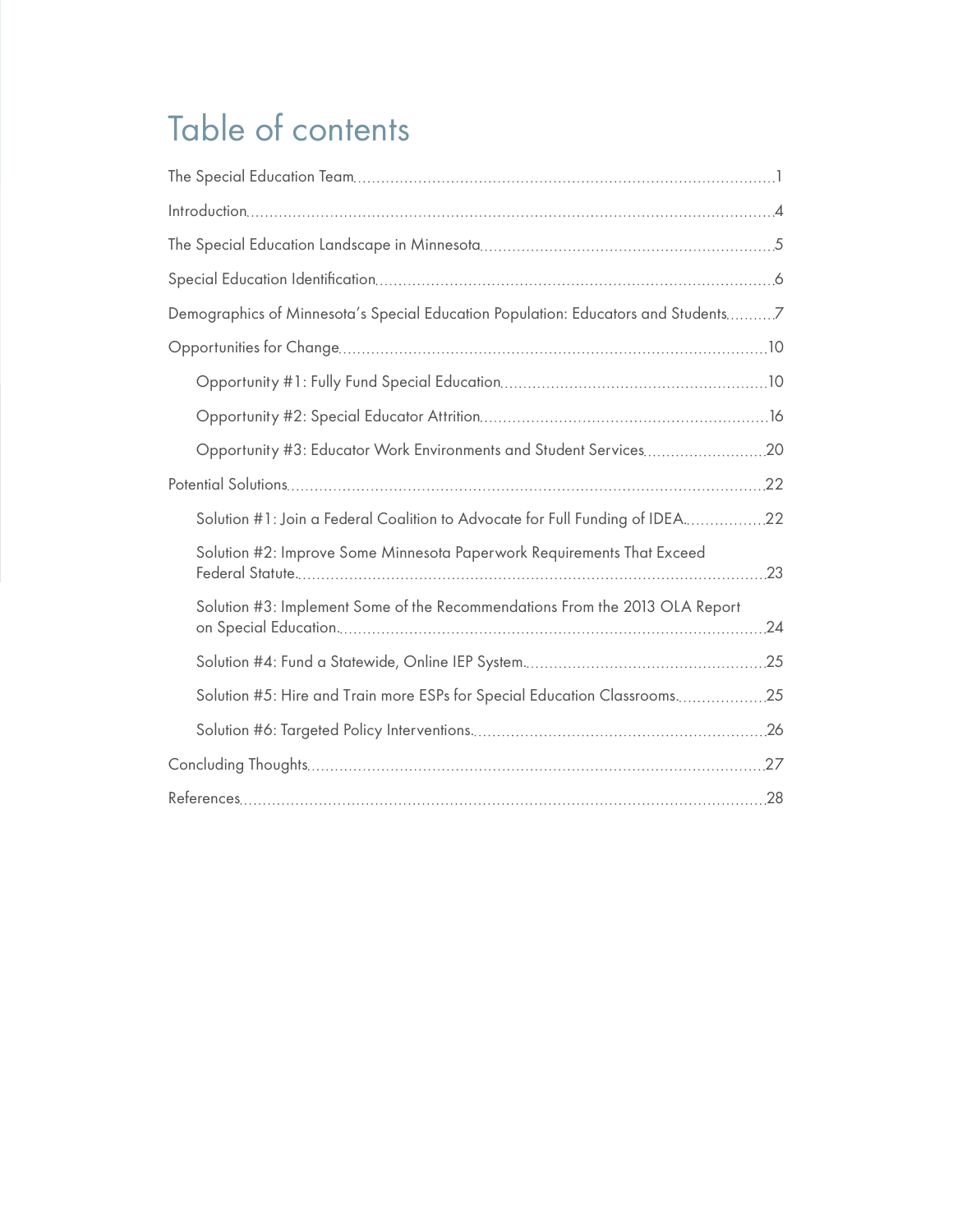# Table of contents

- The Special Education Team ... 1
- Introduction ... 4
- The Special Education Landscape in Minnesota ... 5
- Special Education Identification ... 6
- Demographics of Minnesota's Special Education Population: Educators and Students ... 7
- Opportunities for Change ... 10
  - Opportunity #1: Fully Fund Special Education ... 10
  - Opportunity #2: Special Educator Attrition ... 16
  - Opportunity #3: Educator Work Environments and Student Services ... 20
- Potential Solutions ... 22
  - Solution #1: Join a Federal Coalition to Advocate for Full Funding of IDEA ... 22
  - Solution #2: Improve Some Minnesota Paperwork Requirements That Exceed Federal Statute ... 23
  - Solution #3: Implement Some of the Recommendations From the 2013 OLA Report on Special Education ... 24
  - Solution #4: Fund a Statewide, Online IEP System ... 25
  - Solution #5: Hire and Train more ESPs for Special Education Classrooms ... 25
  - Solution #6: Targeted Policy Interventions ... 26
- Concluding Thoughts ... 27
- References ... 28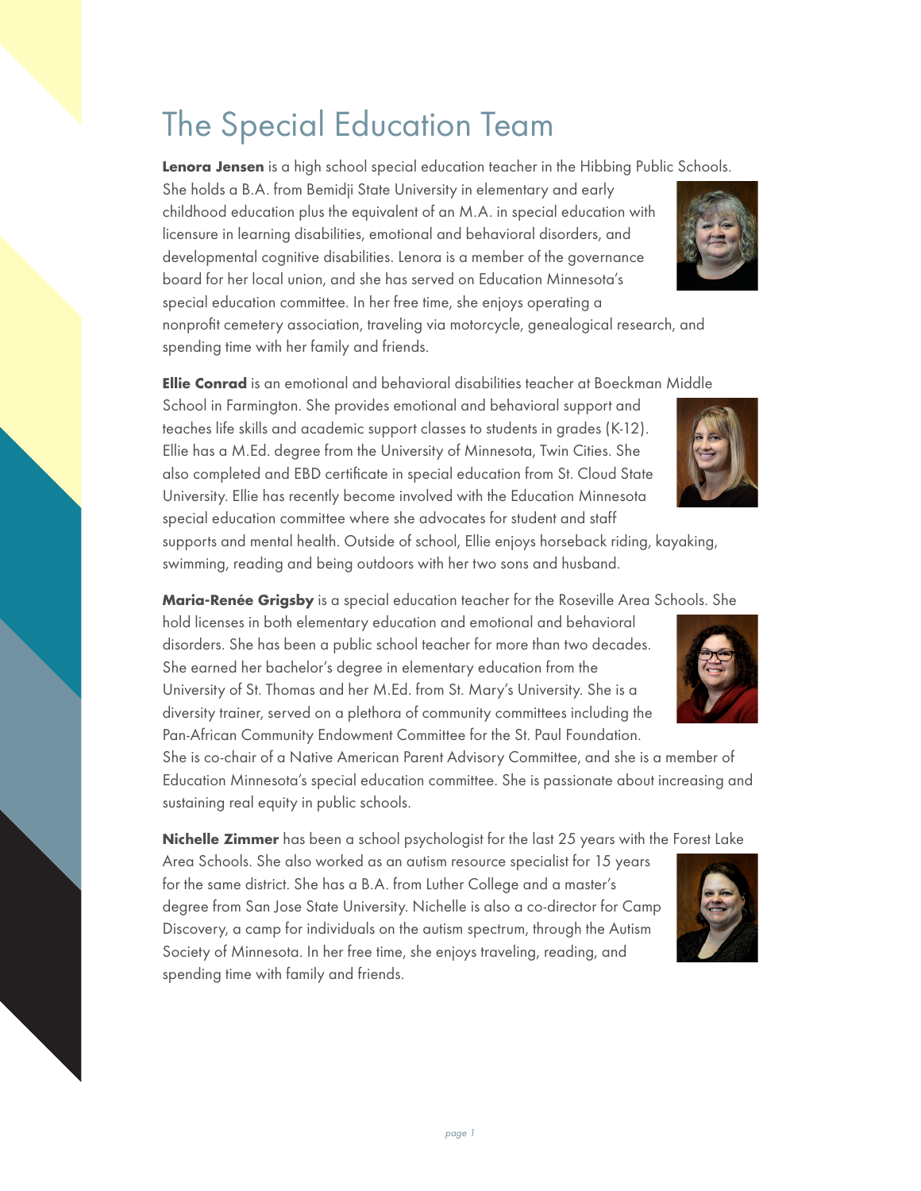# The Special Education Team

**Lenora Jensen** is a high school special education teacher in the Hibbing Public Schools. She holds a B.A. from Bemidji State University in elementary and early childhood education plus the equivalent of an M.A. in special education with licensure in learning disabilities, emotional and behavioral disorders, and developmental cognitive disabilities. Lenora is a member of the governance board for her local union, and she has served on Education Minnesota's special education committee. In her free time, she enjoys operating a nonprofit cemetery association, traveling via motorcycle, genealogical research, and spending time with her family and friends.

**Ellie Conrad** is an emotional and behavioral disabilities teacher at Boeckman Middle School in Farmington. She provides emotional and behavioral support and teaches life skills and academic support classes to students in grades (K-12). Ellie has a M.Ed. degree from the University of Minnesota, Twin Cities. She also completed and EBD certificate in special education from St. Cloud State University. Ellie has recently become involved with the Education Minnesota special education committee where she advocates for student and staff supports and mental health. Outside of school, Ellie enjoys horseback riding, kayaking, swimming, reading and being outdoors with her two sons and husband.

**Maria-Renée Grigsby** is a special education teacher for the Roseville Area Schools. She hold licenses in both elementary education and emotional and behavioral disorders. She has been a public school teacher for more than two decades. She earned her bachelor's degree in elementary education from the University of St. Thomas and her M.Ed. from St. Mary's University. She is a diversity trainer, served on a plethora of community committees including the Pan-African Community Endowment Committee for the St. Paul Foundation. She is co-chair of a Native American Parent Advisory Committee, and she is a member of Education Minnesota's special education committee. She is passionate about increasing and sustaining real equity in public schools.

**Nichelle Zimmer** has been a school psychologist for the last 25 years with the Forest Lake Area Schools. She also worked as an autism resource specialist for 15 years for the same district. She has a B.A. from Luther College and a master's degree from San Jose State University. Nichelle is also a co-director for Camp Discovery, a camp for individuals on the autism spectrum, through the Autism Society of Minnesota. In her free time, she enjoys traveling, reading, and spending time with family and friends.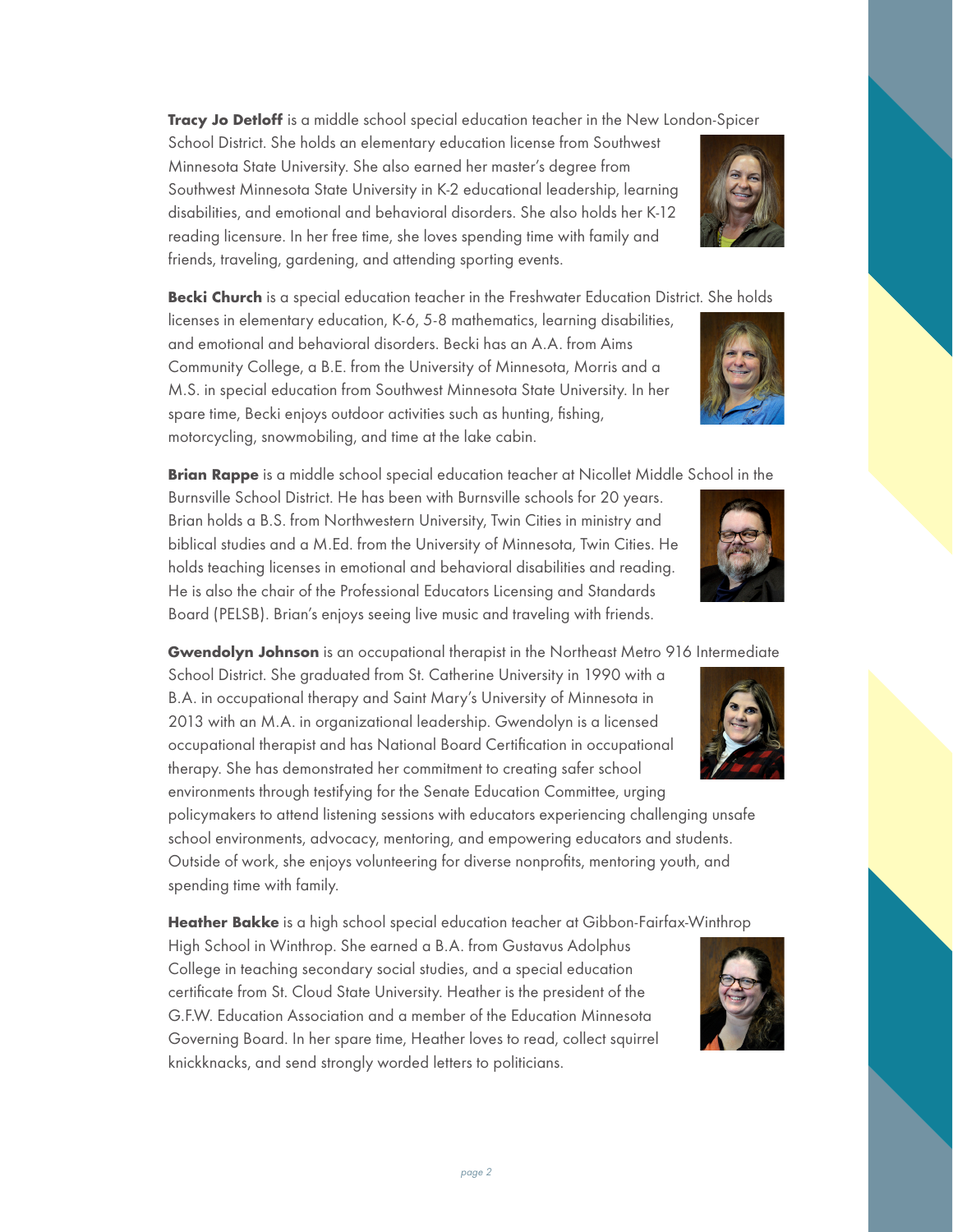**Tracy Jo Detloff** is a middle school special education teacher in the New London-Spicer School District. She holds an elementary education license from Southwest Minnesota State University. She also earned her master's degree from Southwest Minnesota State University in K-2 educational leadership, learning disabilities, and emotional and behavioral disorders. She also holds her K-12 reading licensure. In her free time, she loves spending time with family and friends, traveling, gardening, and attending sporting events.

**Becki Church** is a special education teacher in the Freshwater Education District. She holds licenses in elementary education, K-6, 5-8 mathematics, learning disabilities, and emotional and behavioral disorders. Becki has an A.A. from Aims Community College, a B.E. from the University of Minnesota, Morris and a M.S. in special education from Southwest Minnesota State University. In her spare time, Becki enjoys outdoor activities such as hunting, fishing, motorcycling, snowmobiling, and time at the lake cabin.

**Brian Rappe** is a middle school special education teacher at Nicollet Middle School in the Burnsville School District. He has been with Burnsville schools for 20 years. Brian holds a B.S. from Northwestern University, Twin Cities in ministry and biblical studies and a M.Ed. from the University of Minnesota, Twin Cities. He holds teaching licenses in emotional and behavioral disabilities and reading. He is also the chair of the Professional Educators Licensing and Standards Board (PELSB). Brian's enjoys seeing live music and traveling with friends.

**Gwendolyn Johnson** is an occupational therapist in the Northeast Metro 916 Intermediate School District. She graduated from St. Catherine University in 1990 with a B.A. in occupational therapy and Saint Mary's University of Minnesota in 2013 with an M.A. in organizational leadership. Gwendolyn is a licensed occupational therapist and has National Board Certification in occupational therapy. She has demonstrated her commitment to creating safer school environments through testifying for the Senate Education Committee, urging policymakers to attend listening sessions with educators experiencing challenging unsafe school environments, advocacy, mentoring, and empowering educators and students. Outside of work, she enjoys volunteering for diverse nonprofits, mentoring youth, and spending time with family.

**Heather Bakke** is a high school special education teacher at Gibbon-Fairfax-Winthrop High School in Winthrop. She earned a B.A. from Gustavus Adolphus College in teaching secondary social studies, and a special education certificate from St. Cloud State University. Heather is the president of the G.F.W. Education Association and a member of the Education Minnesota Governing Board. In her spare time, Heather loves to read, collect squirrel knickknacks, and send strongly worded letters to politicians.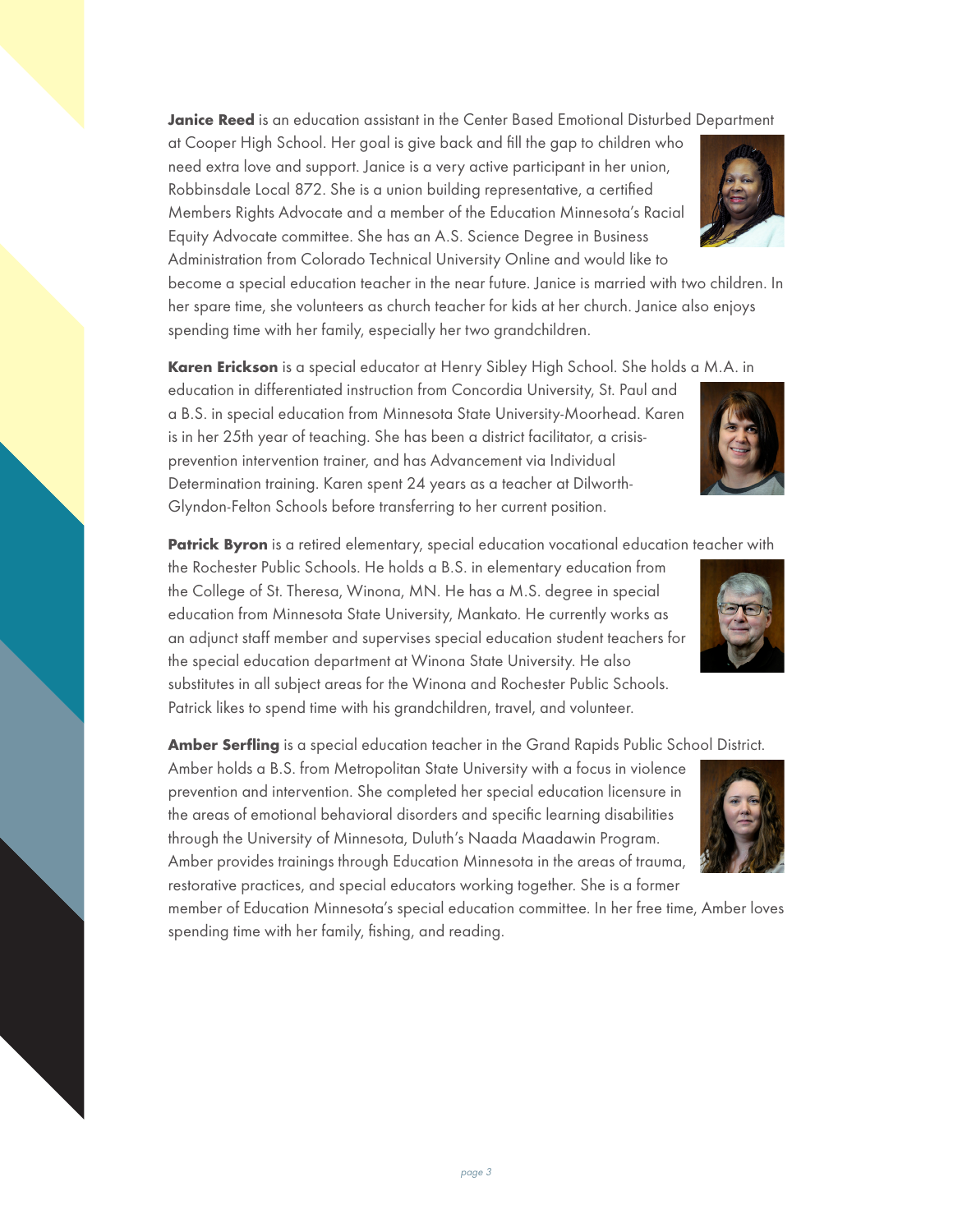**Janice Reed** is an education assistant in the Center Based Emotional Disturbed Department at Cooper High School. Her goal is give back and fill the gap to children who need extra love and support. Janice is a very active participant in her union, Robbinsdale Local 872. She is a union building representative, a certified Members Rights Advocate and a member of the Education Minnesota's Racial Equity Advocate committee. She has an A.S. Science Degree in Business Administration from Colorado Technical University Online and would like to become a special education teacher in the near future. Janice is married with two children. In her spare time, she volunteers as church teacher for kids at her church. Janice also enjoys spending time with her family, especially her two grandchildren.

**Karen Erickson** is a special educator at Henry Sibley High School. She holds a M.A. in education in differentiated instruction from Concordia University, St. Paul and a B.S. in special education from Minnesota State University-Moorhead. Karen is in her 25th year of teaching. She has been a district facilitator, a crisis-prevention intervention trainer, and has Advancement via Individual Determination training. Karen spent 24 years as a teacher at Dilworth-Glyndon-Felton Schools before transferring to her current position.

**Patrick Byron** is a retired elementary, special education vocational education teacher with the Rochester Public Schools. He holds a B.S. in elementary education from the College of St. Theresa, Winona, MN. He has a M.S. degree in special education from Minnesota State University, Mankato. He currently works as an adjunct staff member and supervises special education student teachers for the special education department at Winona State University. He also substitutes in all subject areas for the Winona and Rochester Public Schools. Patrick likes to spend time with his grandchildren, travel, and volunteer.

**Amber Serfling** is a special education teacher in the Grand Rapids Public School District. Amber holds a B.S. from Metropolitan State University with a focus in violence prevention and intervention. She completed her special education licensure in the areas of emotional behavioral disorders and specific learning disabilities through the University of Minnesota, Duluth's Naada Maadawin Program. Amber provides trainings through Education Minnesota in the areas of trauma, restorative practices, and special educators working together. She is a former member of Education Minnesota's special education committee. In her free time, Amber loves spending time with her family, fishing, and reading.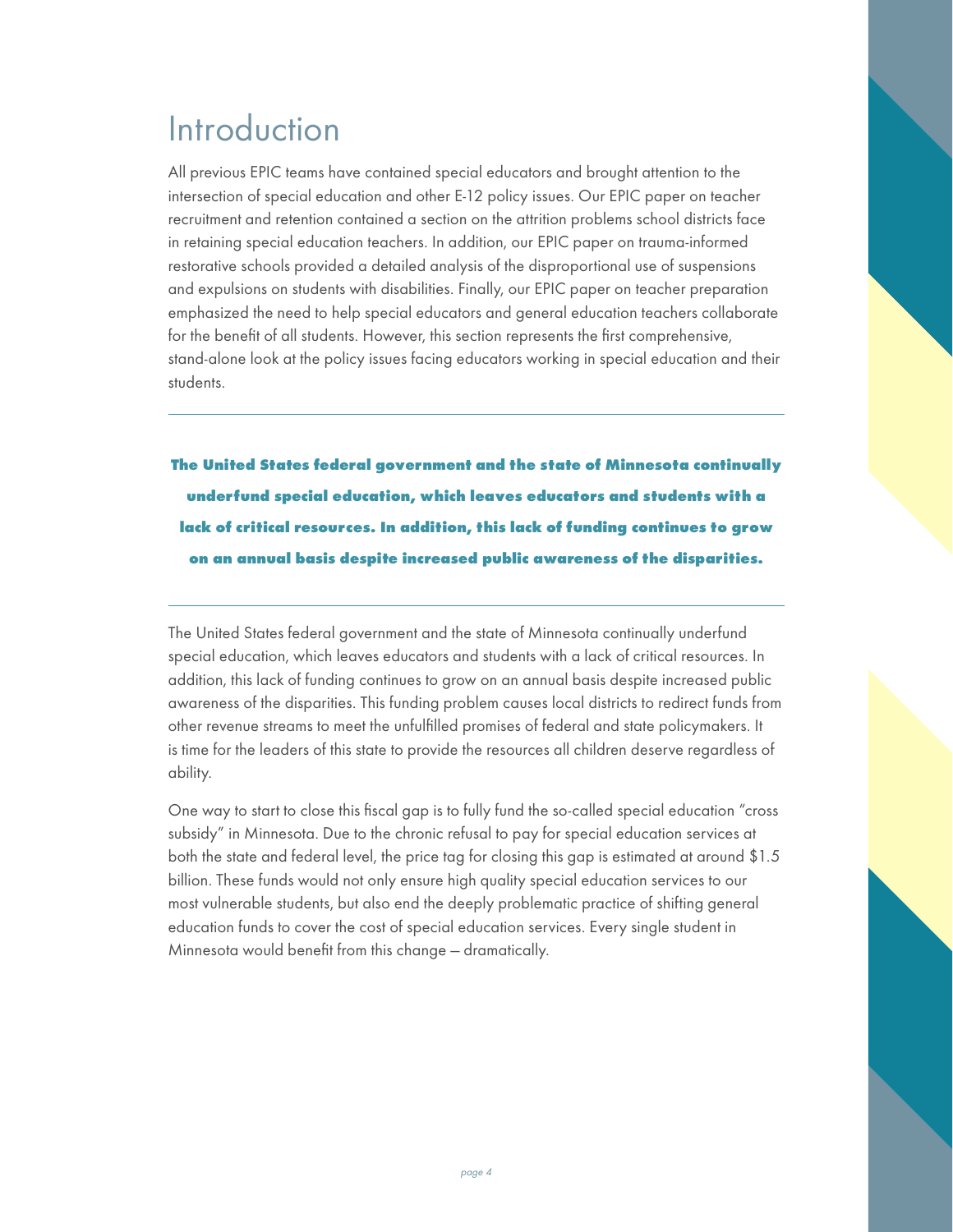# Introduction

All previous EPIC teams have contained special educators and brought attention to the intersection of special education and other E-12 policy issues. Our EPIC paper on teacher recruitment and retention contained a section on the attrition problems school districts face in retaining special education teachers. In addition, our EPIC paper on trauma-informed restorative schools provided a detailed analysis of the disproportional use of suspensions and expulsions on students with disabilities. Finally, our EPIC paper on teacher preparation emphasized the need to help special educators and general education teachers collaborate for the benefit of all students. However, this section represents the first comprehensive, stand-alone look at the policy issues facing educators working in special education and their students.

---

**The United States federal government and the state of Minnesota continually underfund special education, which leaves educators and students with a lack of critical resources. In addition, this lack of funding continues to grow on an annual basis despite increased public awareness of the disparities.**

---

The United States federal government and the state of Minnesota continually underfund special education, which leaves educators and students with a lack of critical resources. In addition, this lack of funding continues to grow on an annual basis despite increased public awareness of the disparities. This funding problem causes local districts to redirect funds from other revenue streams to meet the unfulfilled promises of federal and state policymakers. It is time for the leaders of this state to provide the resources all children deserve regardless of ability.

One way to start to close this fiscal gap is to fully fund the so-called special education "cross subsidy" in Minnesota. Due to the chronic refusal to pay for special education services at both the state and federal level, the price tag for closing this gap is estimated at around $1.5 billion. These funds would not only ensure high quality special education services to our most vulnerable students, but also end the deeply problematic practice of shifting general education funds to cover the cost of special education services. Every single student in Minnesota would benefit from this change — dramatically.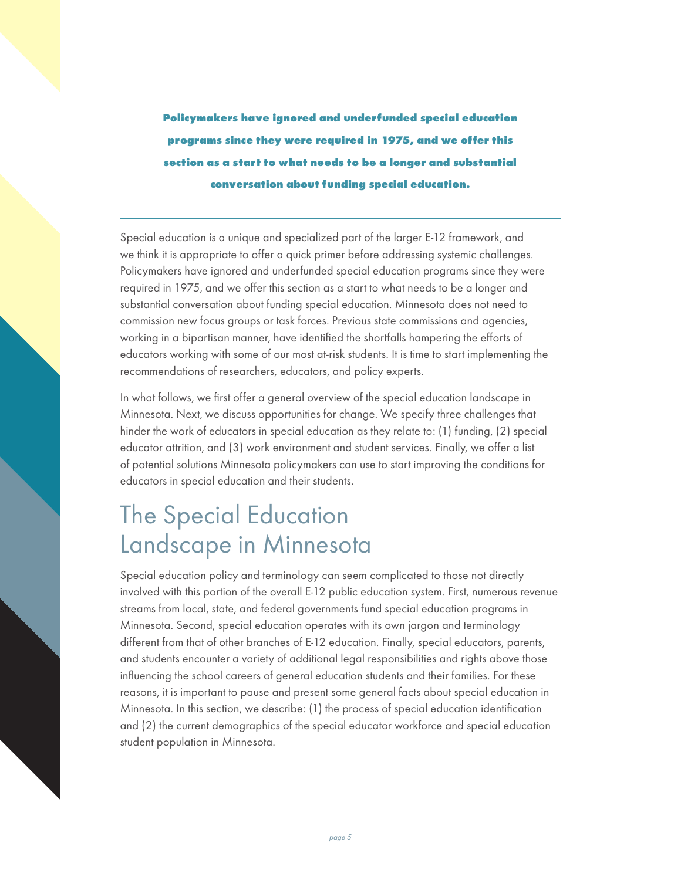**Policymakers have ignored and underfunded special education programs since they were required in 1975, and we offer this section as a start to what needs to be a longer and substantial conversation about funding special education.**

Special education is a unique and specialized part of the larger E-12 framework, and we think it is appropriate to offer a quick primer before addressing systemic challenges. Policymakers have ignored and underfunded special education programs since they were required in 1975, and we offer this section as a start to what needs to be a longer and substantial conversation about funding special education. Minnesota does not need to commission new focus groups or task forces. Previous state commissions and agencies, working in a bipartisan manner, have identified the shortfalls hampering the efforts of educators working with some of our most at-risk students. It is time to start implementing the recommendations of researchers, educators, and policy experts.

In what follows, we first offer a general overview of the special education landscape in Minnesota. Next, we discuss opportunities for change. We specify three challenges that hinder the work of educators in special education as they relate to: (1) funding, (2) special educator attrition, and (3) work environment and student services. Finally, we offer a list of potential solutions Minnesota policymakers can use to start improving the conditions for educators in special education and their students.

# The Special Education Landscape in Minnesota

Special education policy and terminology can seem complicated to those not directly involved with this portion of the overall E-12 public education system. First, numerous revenue streams from local, state, and federal governments fund special education programs in Minnesota. Second, special education operates with its own jargon and terminology different from that of other branches of E-12 education. Finally, special educators, parents, and students encounter a variety of additional legal responsibilities and rights above those influencing the school careers of general education students and their families. For these reasons, it is important to pause and present some general facts about special education in Minnesota. In this section, we describe: (1) the process of special education identification and (2) the current demographics of the special educator workforce and special education student population in Minnesota.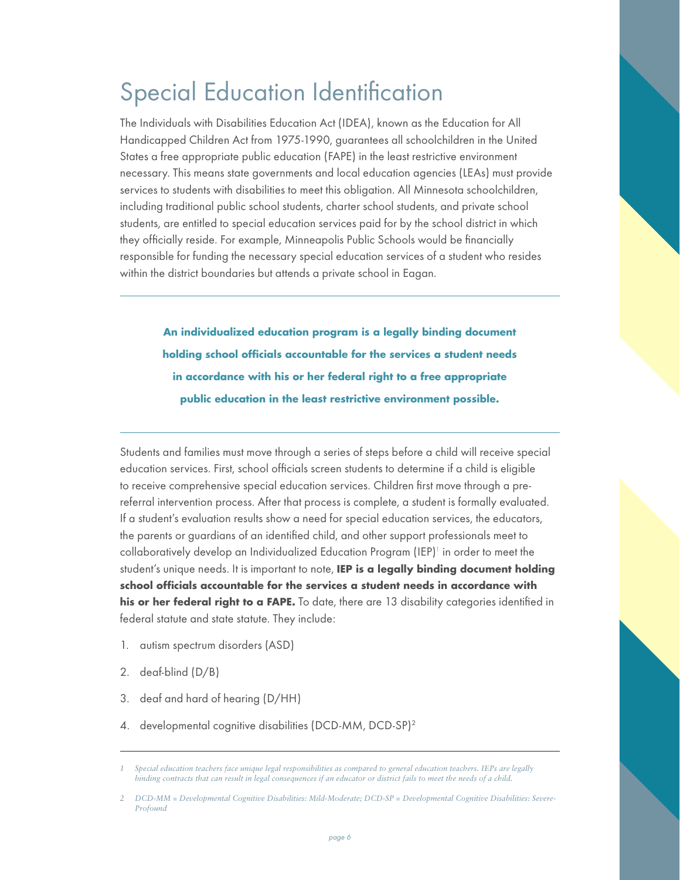# Special Education Identification

The Individuals with Disabilities Education Act (IDEA), known as the Education for All Handicapped Children Act from 1975-1990, guarantees all schoolchildren in the United States a free appropriate public education (FAPE) in the least restrictive environment necessary. This means state governments and local education agencies (LEAs) must provide services to students with disabilities to meet this obligation. All Minnesota schoolchildren, including traditional public school students, charter school students, and private school students, are entitled to special education services paid for by the school district in which they officially reside. For example, Minneapolis Public Schools would be financially responsible for funding the necessary special education services of a student who resides within the district boundaries but attends a private school in Eagan.

---

**An individualized education program is a legally binding document holding school officials accountable for the services a student needs in accordance with his or her federal right to a free appropriate public education in the least restrictive environment possible.**

---

Students and families must move through a series of steps before a child will receive special education services. First, school officials screen students to determine if a child is eligible to receive comprehensive special education services. Children first move through a pre-referral intervention process. After that process is complete, a student is formally evaluated. If a student's evaluation results show a need for special education services, the educators, the parents or guardians of an identified child, and other support professionals meet to collaboratively develop an Individualized Education Program (IEP)[1] in order to meet the student's unique needs. It is important to note, **IEP is a legally binding document holding school officials accountable for the services a student needs in accordance with his or her federal right to a FAPE.** To date, there are 13 disability categories identified in federal statute and state statute. They include:

1. autism spectrum disorders (ASD)
2. deaf-blind (D/B)
3. deaf and hard of hearing (D/HH)
4. developmental cognitive disabilities (DCD-MM, DCD-SP)[2]

---

*1 Special education teachers face unique legal responsibilities as compared to general education teachers. IEPs are legally binding contracts that can result in legal consequences if an educator or district fails to meet the needs of a child.*

*2 DCD-MM = Developmental Cognitive Disabilities: Mild-Moderate; DCD-SP = Developmental Cognitive Disabilities: Severe-Profound*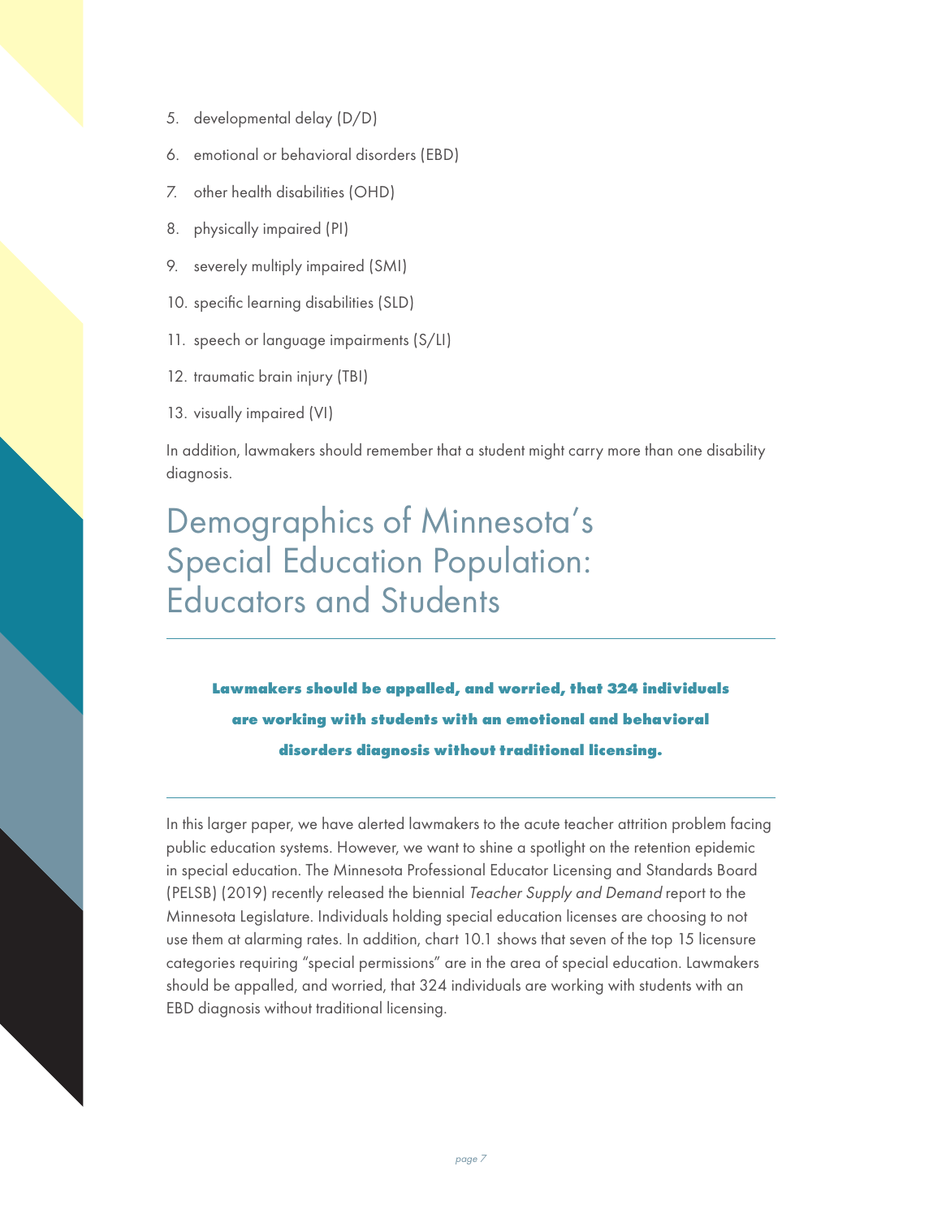5. developmental delay (D/D)
6. emotional or behavioral disorders (EBD)
7. other health disabilities (OHD)
8. physically impaired (PI)
9. severely multiply impaired (SMI)
10. specific learning disabilities (SLD)
11. speech or language impairments (S/LI)
12. traumatic brain injury (TBI)
13. visually impaired (VI)

In addition, lawmakers should remember that a student might carry more than one disability diagnosis.

# Demographics of Minnesota's Special Education Population: Educators and Students

**Lawmakers should be appalled, and worried, that 324 individuals are working with students with an emotional and behavioral disorders diagnosis without traditional licensing.**

In this larger paper, we have alerted lawmakers to the acute teacher attrition problem facing public education systems. However, we want to shine a spotlight on the retention epidemic in special education. The Minnesota Professional Educator Licensing and Standards Board (PELSB) (2019) recently released the biennial *Teacher Supply and Demand* report to the Minnesota Legislature. Individuals holding special education licenses are choosing to not use them at alarming rates. In addition, chart 10.1 shows that seven of the top 15 licensure categories requiring "special permissions" are in the area of special education. Lawmakers should be appalled, and worried, that 324 individuals are working with students with an EBD diagnosis without traditional licensing.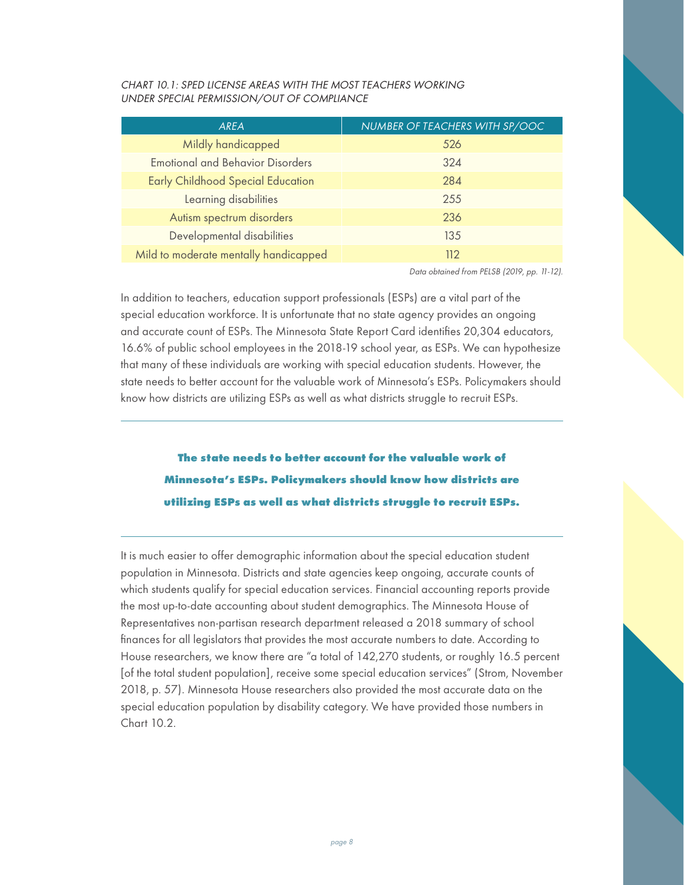*CHART 10.1: SPED LICENSE AREAS WITH THE MOST TEACHERS WORKING UNDER SPECIAL PERMISSION/OUT OF COMPLIANCE*

| AREA | NUMBER OF TEACHERS WITH SP/OOC |
|---|---|
| Mildly handicapped | 526 |
| Emotional and Behavior Disorders | 324 |
| Early Childhood Special Education | 284 |
| Learning disabilities | 255 |
| Autism spectrum disorders | 236 |
| Developmental disabilities | 135 |
| Mild to moderate mentally handicapped | 112 |

*Data obtained from PELSB (2019, pp. 11-12).*

In addition to teachers, education support professionals (ESPs) are a vital part of the special education workforce. It is unfortunate that no state agency provides an ongoing and accurate count of ESPs. The Minnesota State Report Card identifies 20,304 educators, 16.6% of public school employees in the 2018-19 school year, as ESPs. We can hypothesize that many of these individuals are working with special education students. However, the state needs to better account for the valuable work of Minnesota's ESPs. Policymakers should know how districts are utilizing ESPs as well as what districts struggle to recruit ESPs.

---

**The state needs to better account for the valuable work of Minnesota's ESPs. Policymakers should know how districts are utilizing ESPs as well as what districts struggle to recruit ESPs.**

---

It is much easier to offer demographic information about the special education student population in Minnesota. Districts and state agencies keep ongoing, accurate counts of which students qualify for special education services. Financial accounting reports provide the most up-to-date accounting about student demographics. The Minnesota House of Representatives non-partisan research department released a 2018 summary of school finances for all legislators that provides the most accurate numbers to date. According to House researchers, we know there are "a total of 142,270 students, or roughly 16.5 percent [of the total student population], receive some special education services" (Strom, November 2018, p. 57). Minnesota House researchers also provided the most accurate data on the special education population by disability category. We have provided those numbers in Chart 10.2.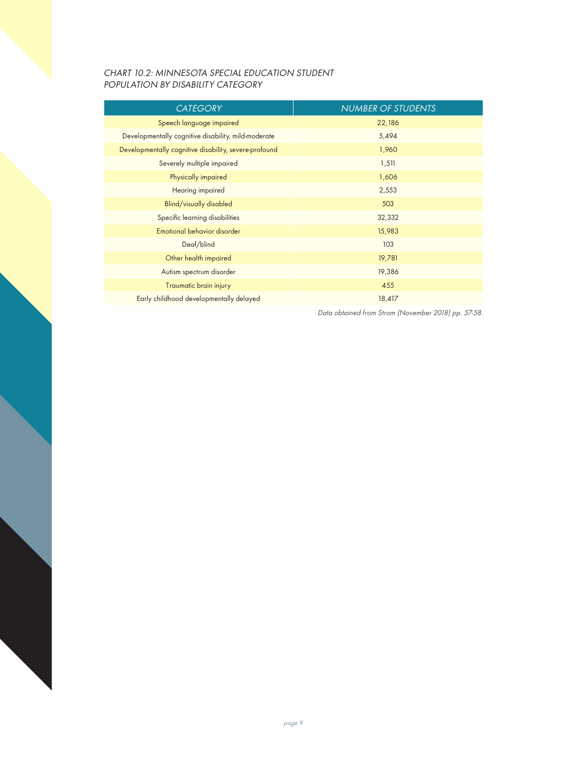*CHART 10.2: MINNESOTA SPECIAL EDUCATION STUDENT POPULATION BY DISABILITY CATEGORY*

| CATEGORY | NUMBER OF STUDENTS |
|---|---|
| Speech language impaired | 22,186 |
| Developmentally cognitive disability, mild-moderate | 5,494 |
| Developmentally cognitive disability, severe-profound | 1,960 |
| Severely multiple impaired | 1,511 |
| Physically impaired | 1,606 |
| Hearing impaired | 2,553 |
| Blind/visually disabled | 503 |
| Specific learning disabilities | 32,332 |
| Emotional behavior disorder | 15,983 |
| Deaf/blind | 103 |
| Other health impaired | 19,781 |
| Autism spectrum disorder | 19,386 |
| Traumatic brain injury | 455 |
| Early childhood developmentally delayed | 18,417 |

*Data obtained from Strom (November 2018) pp. 57-58.*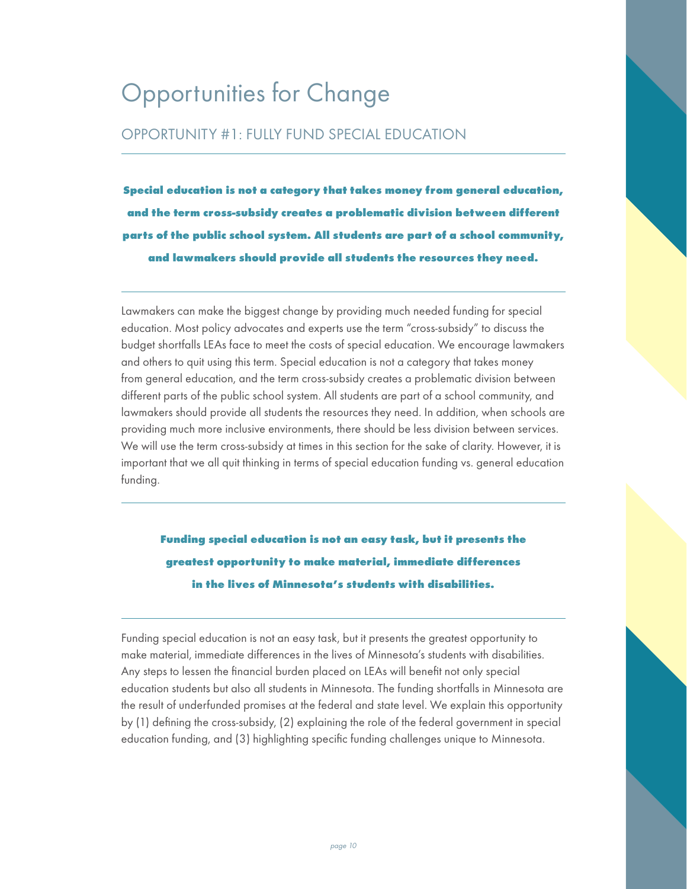# Opportunities for Change

## OPPORTUNITY #1: FULLY FUND SPECIAL EDUCATION

---

**Special education is not a category that takes money from general education, and the term cross-subsidy creates a problematic division between different parts of the public school system. All students are part of a school community, and lawmakers should provide all students the resources they need.**

---

Lawmakers can make the biggest change by providing much needed funding for special education. Most policy advocates and experts use the term "cross-subsidy" to discuss the budget shortfalls LEAs face to meet the costs of special education. We encourage lawmakers and others to quit using this term. Special education is not a category that takes money from general education, and the term cross-subsidy creates a problematic division between different parts of the public school system. All students are part of a school community, and lawmakers should provide all students the resources they need. In addition, when schools are providing much more inclusive environments, there should be less division between services. We will use the term cross-subsidy at times in this section for the sake of clarity. However, it is important that we all quit thinking in terms of special education funding vs. general education funding.

---

**Funding special education is not an easy task, but it presents the greatest opportunity to make material, immediate differences in the lives of Minnesota's students with disabilities.**

---

Funding special education is not an easy task, but it presents the greatest opportunity to make material, immediate differences in the lives of Minnesota's students with disabilities. Any steps to lessen the financial burden placed on LEAs will benefit not only special education students but also all students in Minnesota. The funding shortfalls in Minnesota are the result of underfunded promises at the federal and state level. We explain this opportunity by (1) defining the cross-subsidy, (2) explaining the role of the federal government in special education funding, and (3) highlighting specific funding challenges unique to Minnesota.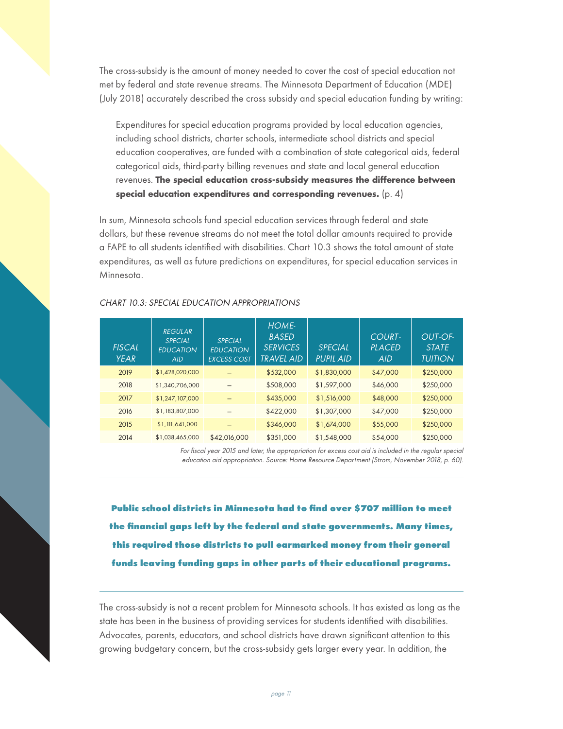The cross-subsidy is the amount of money needed to cover the cost of special education not met by federal and state revenue streams. The Minnesota Department of Education (MDE) (July 2018) accurately described the cross subsidy and special education funding by writing:

> Expenditures for special education programs provided by local education agencies, including school districts, charter schools, intermediate school districts and special education cooperatives, are funded with a combination of state categorical aids, federal categorical aids, third-party billing revenues and state and local general education revenues. **The special education cross-subsidy measures the difference between special education expenditures and corresponding revenues.** (p. 4)

In sum, Minnesota schools fund special education services through federal and state dollars, but these revenue streams do not meet the total dollar amounts required to provide a FAPE to all students identified with disabilities. Chart 10.3 shows the total amount of state expenditures, as well as future predictions on expenditures, for special education services in Minnesota.

*CHART 10.3: SPECIAL EDUCATION APPROPRIATIONS*

| *FISCAL YEAR* | *REGULAR SPECIAL EDUCATION AID* | *SPECIAL EDUCATION EXCESS COST* | *HOME-BASED SERVICES TRAVEL AID* | *SPECIAL PUPIL AID* | *COURT-PLACED AID* | *OUT-OF-STATE TUITION* |
|---|---|---|---|---|---|---|
| 2019 | $1,428,020,000 | – | $532,000 | $1,830,000 | $47,000 | $250,000 |
| 2018 | $1,340,706,000 | – | $508,000 | $1,597,000 | $46,000 | $250,000 |
| 2017 | $1,247,107,000 | – | $435,000 | $1,516,000 | $48,000 | $250,000 |
| 2016 | $1,183,807,000 | – | $422,000 | $1,307,000 | $47,000 | $250,000 |
| 2015 | $1,111,641,000 | – | $346,000 | $1,674,000 | $55,000 | $250,000 |
| 2014 | $1,038,465,000 | $42,016,000 | $351,000 | $1,548,000 | $54,000 | $250,000 |

*For fiscal year 2015 and later, the appropriation for excess cost aid is included in the regular special education aid appropriation. Source: Home Resource Department (Strom, November 2018, p. 60).*

---

**Public school districts in Minnesota had to find over $707 million to meet the financial gaps left by the federal and state governments. Many times, this required those districts to pull earmarked money from their general funds leaving funding gaps in other parts of their educational programs.**

---

The cross-subsidy is not a recent problem for Minnesota schools. It has existed as long as the state has been in the business of providing services for students identified with disabilities. Advocates, parents, educators, and school districts have drawn significant attention to this growing budgetary concern, but the cross-subsidy gets larger every year. In addition, the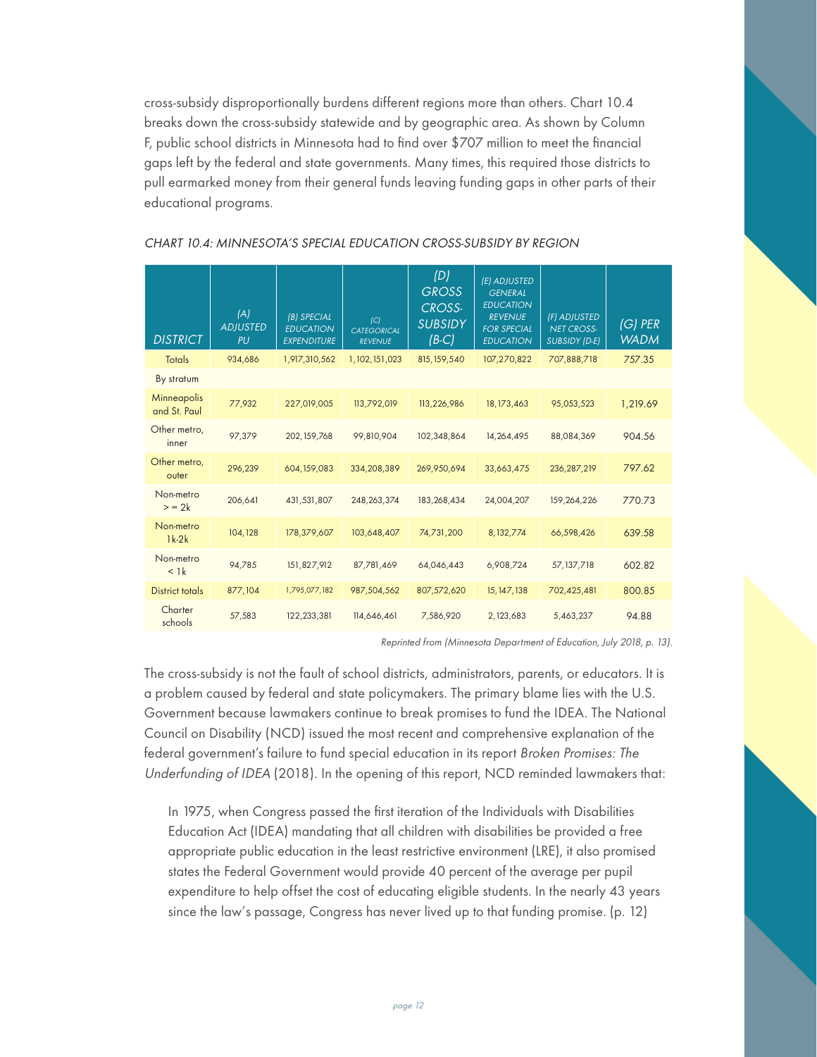cross-subsidy disproportionally burdens different regions more than others. Chart 10.4 breaks down the cross-subsidy statewide and by geographic area. As shown by Column F, public school districts in Minnesota had to find over $707 million to meet the financial gaps left by the federal and state governments. Many times, this required those districts to pull earmarked money from their general funds leaving funding gaps in other parts of their educational programs.

*CHART 10.4: MINNESOTA'S SPECIAL EDUCATION CROSS-SUBSIDY BY REGION*

| DISTRICT | (A) ADJUSTED PU | (B) SPECIAL EDUCATION EXPENDITURE | (C) CATEGORICAL REVENUE | (D) GROSS CROSS-SUBSIDY (B-C) | (E) ADJUSTED GENERAL EDUCATION REVENUE FOR SPECIAL EDUCATION | (F) ADJUSTED NET CROSS-SUBSIDY (D-E) | (G) PER WADM |
|---|---|---|---|---|---|---|---|
| Totals | 934,686 | 1,917,310,562 | 1,102,151,023 | 815,159,540 | 107,270,822 | 707,888,718 | 757.35 |
| By stratum | | | | | | | |
| Minneapolis and St. Paul | 77,932 | 227,019,005 | 113,792,019 | 113,226,986 | 18,173,463 | 95,053,523 | 1,219.69 |
| Other metro, inner | 97,379 | 202,159,768 | 99,810,904 | 102,348,864 | 14,264,495 | 88,084,369 | 904.56 |
| Other metro, outer | 296,239 | 604,159,083 | 334,208,389 | 269,950,694 | 33,663,475 | 236,287,219 | 797.62 |
| Non-metro >= 2k | 206,641 | 431,531,807 | 248,263,374 | 183,268,434 | 24,004,207 | 159,264,226 | 770.73 |
| Non-metro 1k-2k | 104,128 | 178,379,607 | 103,648,407 | 74,731,200 | 8,132,774 | 66,598,426 | 639.58 |
| Non-metro < 1k | 94,785 | 151,827,912 | 87,781,469 | 64,046,443 | 6,908,724 | 57,137,718 | 602.82 |
| District totals | 877,104 | 1,795,077,182 | 987,504,562 | 807,572,620 | 15,147,138 | 702,425,481 | 800.85 |
| Charter schools | 57,583 | 122,233,381 | 114,646,461 | 7,586,920 | 2,123,683 | 5,463,237 | 94.88 |

*Reprinted from (Minnesota Department of Education, July 2018, p. 13).*

The cross-subsidy is not the fault of school districts, administrators, parents, or educators. It is a problem caused by federal and state policymakers. The primary blame lies with the U.S. Government because lawmakers continue to break promises to fund the IDEA. The National Council on Disability (NCD) issued the most recent and comprehensive explanation of the federal government's failure to fund special education in its report *Broken Promises: The Underfunding of IDEA* (2018). In the opening of this report, NCD reminded lawmakers that:

> In 1975, when Congress passed the first iteration of the Individuals with Disabilities Education Act (IDEA) mandating that all children with disabilities be provided a free appropriate public education in the least restrictive environment (LRE), it also promised states the Federal Government would provide 40 percent of the average per pupil expenditure to help offset the cost of educating eligible students. In the nearly 43 years since the law's passage, Congress has never lived up to that funding promise. (p. 12)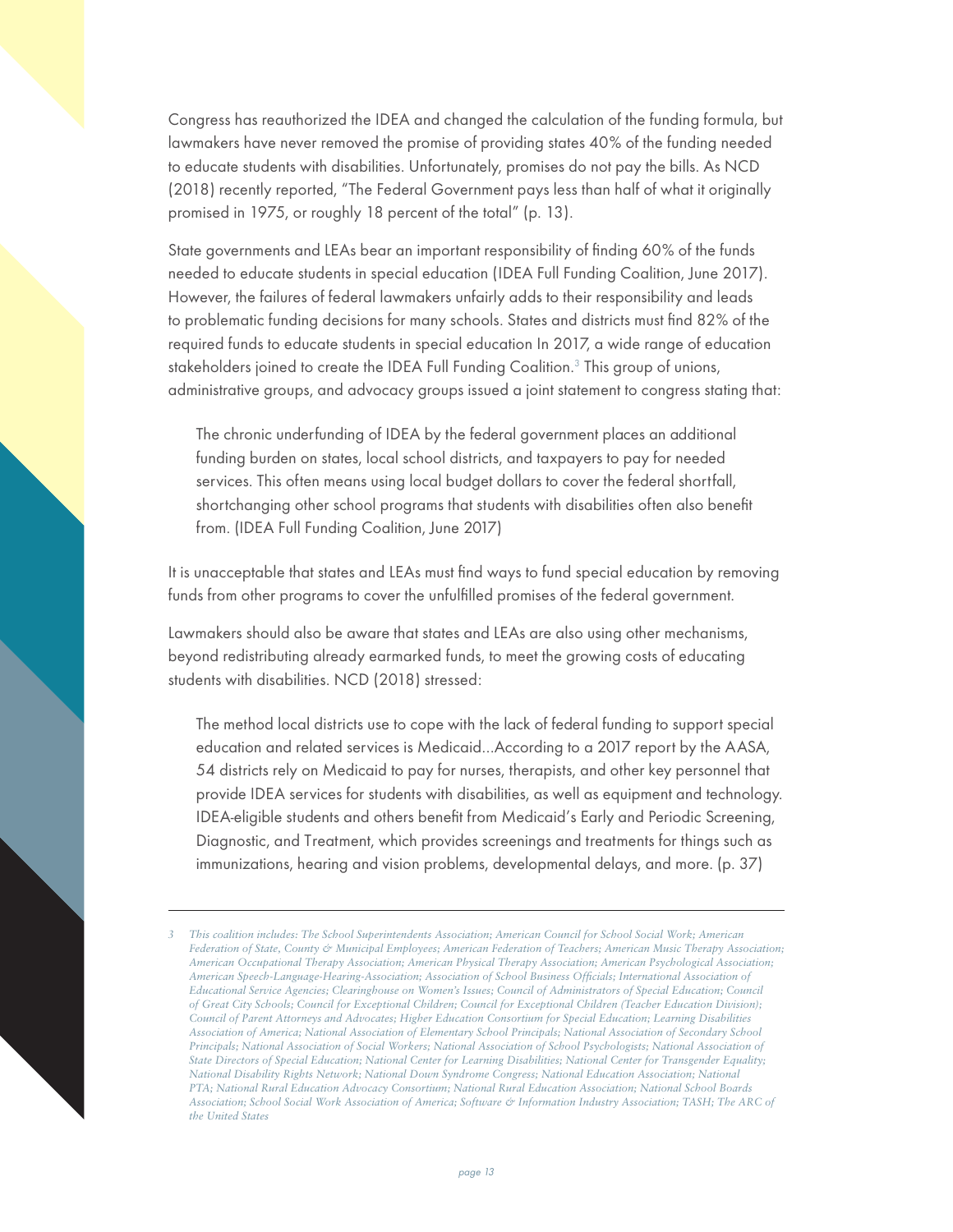Congress has reauthorized the IDEA and changed the calculation of the funding formula, but lawmakers have never removed the promise of providing states 40% of the funding needed to educate students with disabilities. Unfortunately, promises do not pay the bills. As NCD (2018) recently reported, "The Federal Government pays less than half of what it originally promised in 1975, or roughly 18 percent of the total" (p. 13).

State governments and LEAs bear an important responsibility of finding 60% of the funds needed to educate students in special education (IDEA Full Funding Coalition, June 2017). However, the failures of federal lawmakers unfairly adds to their responsibility and leads to problematic funding decisions for many schools. States and districts must find 82% of the required funds to educate students in special education In 2017, a wide range of education stakeholders joined to create the IDEA Full Funding Coalition.[3] This group of unions, administrative groups, and advocacy groups issued a joint statement to congress stating that:

> The chronic underfunding of IDEA by the federal government places an additional funding burden on states, local school districts, and taxpayers to pay for needed services. This often means using local budget dollars to cover the federal shortfall, shortchanging other school programs that students with disabilities often also benefit from. (IDEA Full Funding Coalition, June 2017)

It is unacceptable that states and LEAs must find ways to fund special education by removing funds from other programs to cover the unfulfilled promises of the federal government.

Lawmakers should also be aware that states and LEAs are also using other mechanisms, beyond redistributing already earmarked funds, to meet the growing costs of educating students with disabilities. NCD (2018) stressed:

> The method local districts use to cope with the lack of federal funding to support special education and related services is Medicaid…According to a 2017 report by the AASA, 54 districts rely on Medicaid to pay for nurses, therapists, and other key personnel that provide IDEA services for students with disabilities, as well as equipment and technology. IDEA-eligible students and others benefit from Medicaid's Early and Periodic Screening, Diagnostic, and Treatment, which provides screenings and treatments for things such as immunizations, hearing and vision problems, developmental delays, and more. (p. 37)

---

*3 This coalition includes: The School Superintendents Association; American Council for School Social Work; American Federation of State, County & Municipal Employees; American Federation of Teachers; American Music Therapy Association; American Occupational Therapy Association; American Physical Therapy Association; American Psychological Association; American Speech-Language-Hearing-Association; Association of School Business Officials; International Association of Educational Service Agencies; Clearinghouse on Women's Issues; Council of Administrators of Special Education; Council of Great City Schools; Council for Exceptional Children; Council for Exceptional Children (Teacher Education Division); Council of Parent Attorneys and Advocates; Higher Education Consortium for Special Education; Learning Disabilities Association of America; National Association of Elementary School Principals; National Association of Secondary School Principals; National Association of Social Workers; National Association of School Psychologists; National Association of State Directors of Special Education; National Center for Learning Disabilities; National Center for Transgender Equality; National Disability Rights Network; National Down Syndrome Congress; National Education Association; National PTA; National Rural Education Advocacy Consortium; National Rural Education Association; National School Boards Association; School Social Work Association of America; Software & Information Industry Association; TASH; The ARC of the United States*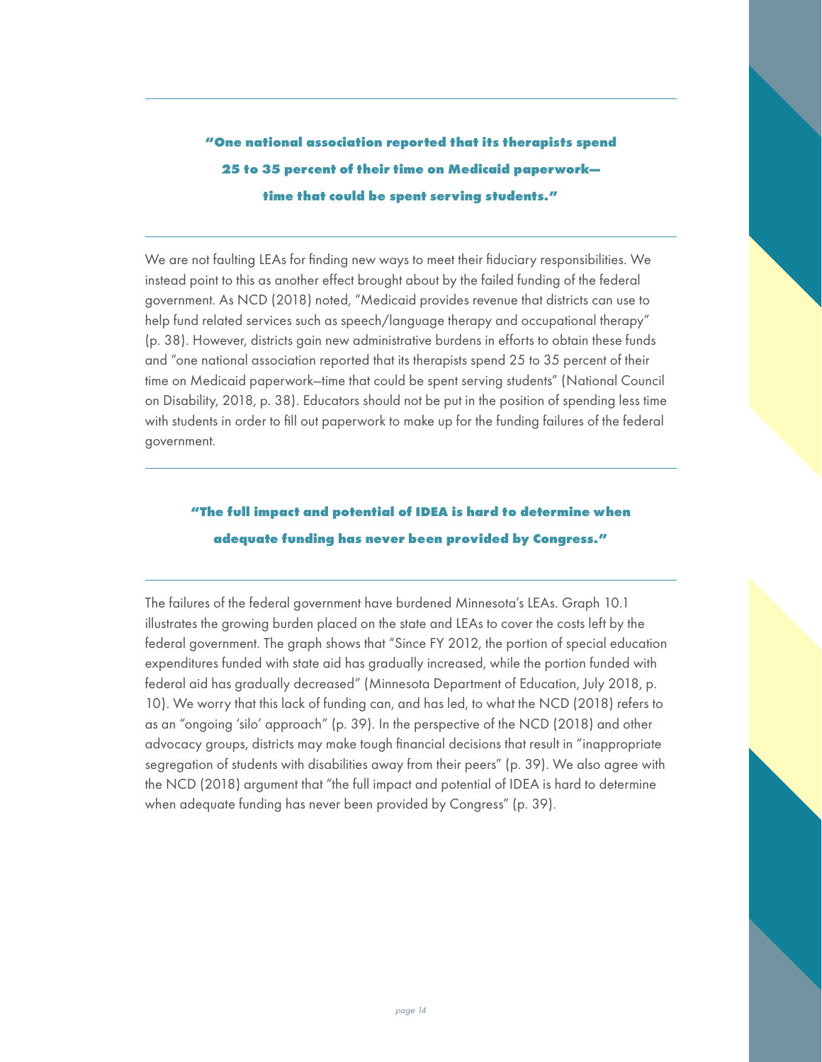**"One national association reported that its therapists spend 25 to 35 percent of their time on Medicaid paperwork—time that could be spent serving students."**

We are not faulting LEAs for finding new ways to meet their fiduciary responsibilities. We instead point to this as another effect brought about by the failed funding of the federal government. As NCD (2018) noted, "Medicaid provides revenue that districts can use to help fund related services such as speech/language therapy and occupational therapy" (p. 38). However, districts gain new administrative burdens in efforts to obtain these funds and "one national association reported that its therapists spend 25 to 35 percent of their time on Medicaid paperwork—time that could be spent serving students" (National Council on Disability, 2018, p. 38). Educators should not be put in the position of spending less time with students in order to fill out paperwork to make up for the funding failures of the federal government.

**"The full impact and potential of IDEA is hard to determine when adequate funding has never been provided by Congress."**

The failures of the federal government have burdened Minnesota's LEAs. Graph 10.1 illustrates the growing burden placed on the state and LEAs to cover the costs left by the federal government. The graph shows that "Since FY 2012, the portion of special education expenditures funded with state aid has gradually increased, while the portion funded with federal aid has gradually decreased" (Minnesota Department of Education, July 2018, p. 10). We worry that this lack of funding can, and has led, to what the NCD (2018) refers to as an "ongoing 'silo' approach" (p. 39). In the perspective of the NCD (2018) and other advocacy groups, districts may make tough financial decisions that result in "inappropriate segregation of students with disabilities away from their peers" (p. 39). We also agree with the NCD (2018) argument that "the full impact and potential of IDEA is hard to determine when adequate funding has never been provided by Congress" (p. 39).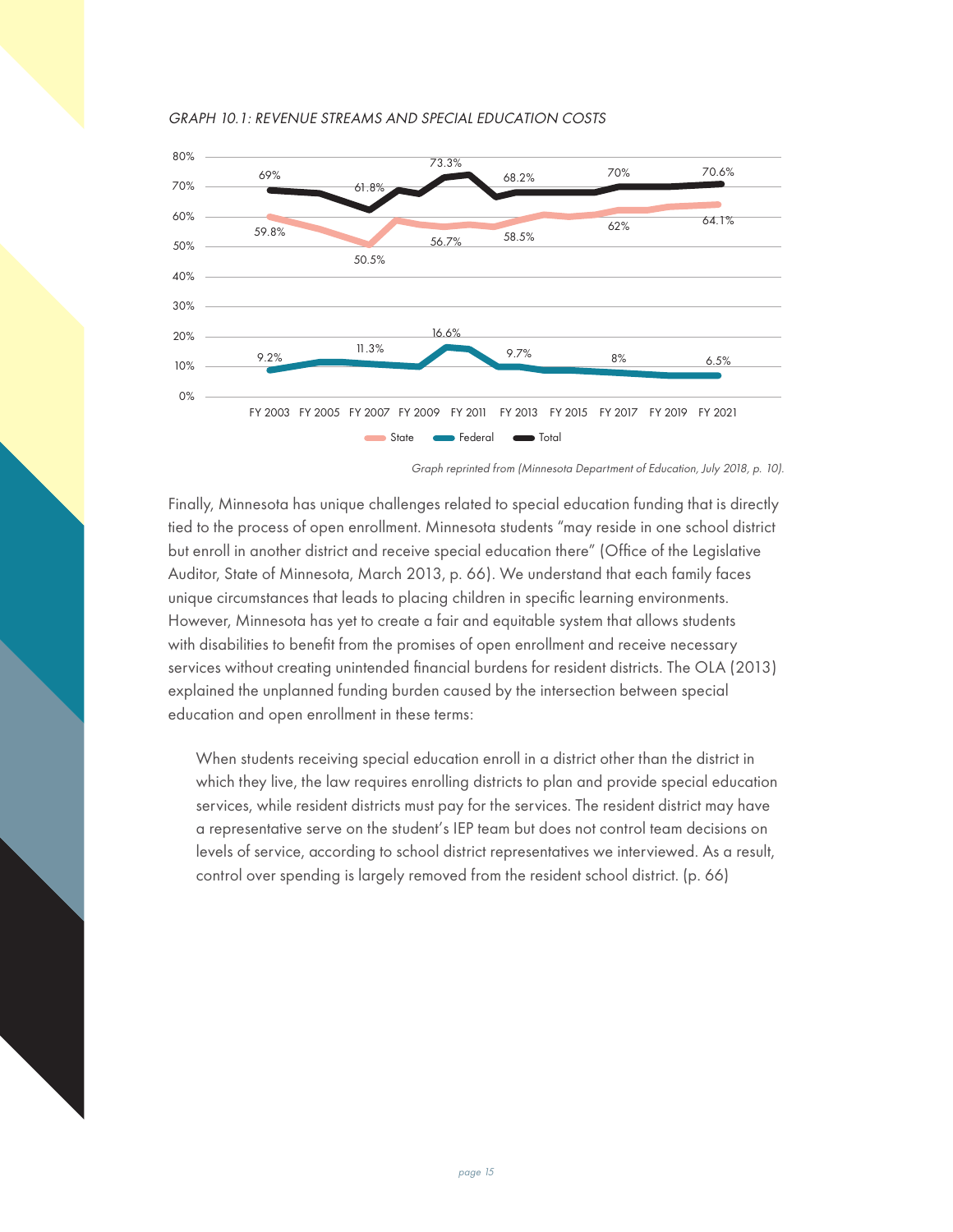*GRAPH 10.1: REVENUE STREAMS AND SPECIAL EDUCATION COSTS*

*Graph reprinted from (Minnesota Department of Education, July 2018, p. 10).*

Finally, Minnesota has unique challenges related to special education funding that is directly tied to the process of open enrollment. Minnesota students "may reside in one school district but enroll in another district and receive special education there" (Office of the Legislative Auditor, State of Minnesota, March 2013, p. 66). We understand that each family faces unique circumstances that leads to placing children in specific learning environments. However, Minnesota has yet to create a fair and equitable system that allows students with disabilities to benefit from the promises of open enrollment and receive necessary services without creating unintended financial burdens for resident districts. The OLA (2013) explained the unplanned funding burden caused by the intersection between special education and open enrollment in these terms:

> When students receiving special education enroll in a district other than the district in which they live, the law requires enrolling districts to plan and provide special education services, while resident districts must pay for the services. The resident district may have a representative serve on the student's IEP team but does not control team decisions on levels of service, according to school district representatives we interviewed. As a result, control over spending is largely removed from the resident school district. (p. 66)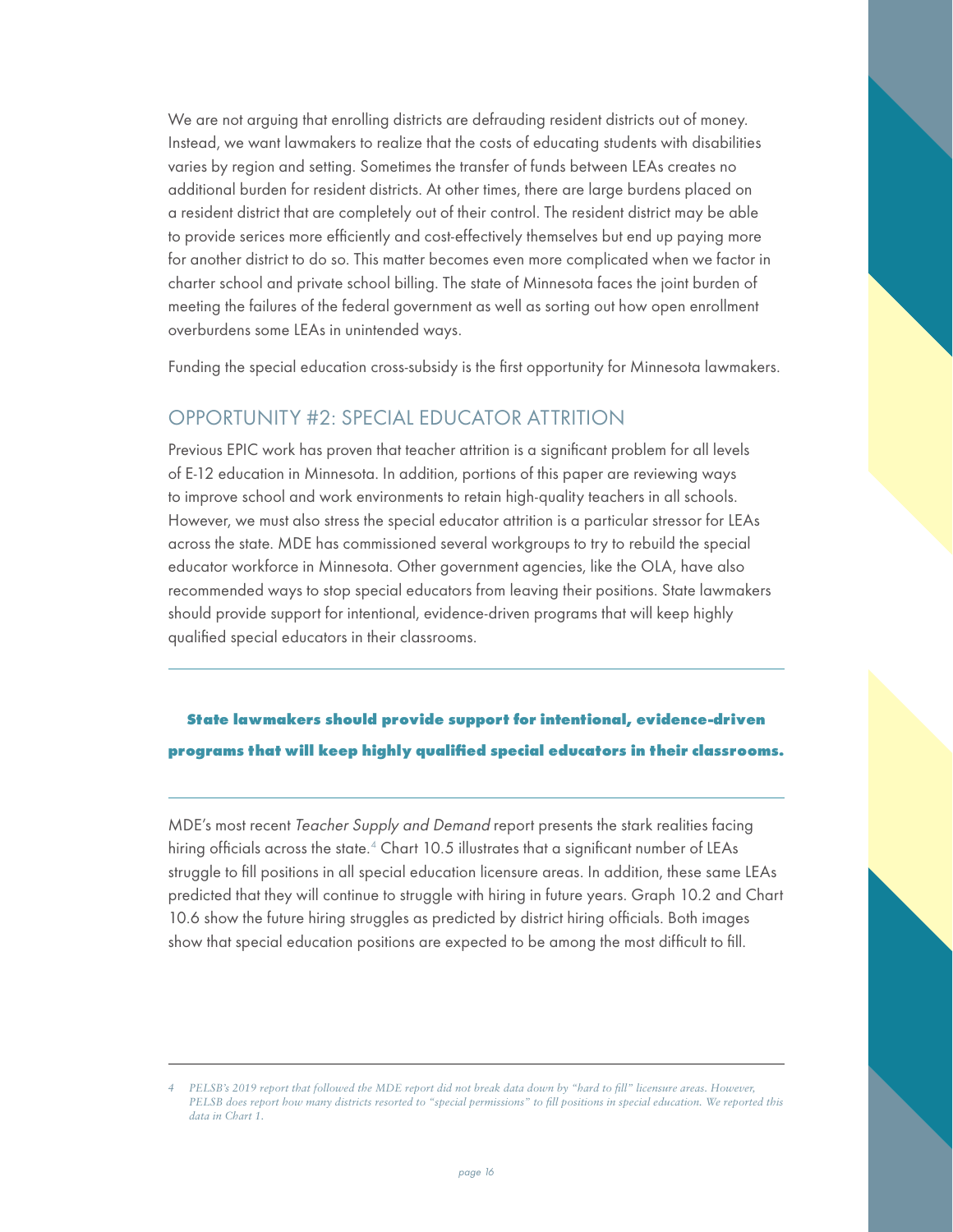We are not arguing that enrolling districts are defrauding resident districts out of money. Instead, we want lawmakers to realize that the costs of educating students with disabilities varies by region and setting. Sometimes the transfer of funds between LEAs creates no additional burden for resident districts. At other times, there are large burdens placed on a resident district that are completely out of their control. The resident district may be able to provide serices more efficiently and cost-effectively themselves but end up paying more for another district to do so. This matter becomes even more complicated when we factor in charter school and private school billing. The state of Minnesota faces the joint burden of meeting the failures of the federal government as well as sorting out how open enrollment overburdens some LEAs in unintended ways.

Funding the special education cross-subsidy is the first opportunity for Minnesota lawmakers.

## OPPORTUNITY #2: SPECIAL EDUCATOR ATTRITION

Previous EPIC work has proven that teacher attrition is a significant problem for all levels of E-12 education in Minnesota. In addition, portions of this paper are reviewing ways to improve school and work environments to retain high-quality teachers in all schools. However, we must also stress the special educator attrition is a particular stressor for LEAs across the state. MDE has commissioned several workgroups to try to rebuild the special educator workforce in Minnesota. Other government agencies, like the OLA, have also recommended ways to stop special educators from leaving their positions. State lawmakers should provide support for intentional, evidence-driven programs that will keep highly qualified special educators in their classrooms.

---

**State lawmakers should provide support for intentional, evidence-driven programs that will keep highly qualified special educators in their classrooms.**

---

MDE's most recent *Teacher Supply and Demand* report presents the stark realities facing hiring officials across the state.[4] Chart 10.5 illustrates that a significant number of LEAs struggle to fill positions in all special education licensure areas. In addition, these same LEAs predicted that they will continue to struggle with hiring in future years. Graph 10.2 and Chart 10.6 show the future hiring struggles as predicted by district hiring officials. Both images show that special education positions are expected to be among the most difficult to fill.

---

*4 PELSB's 2019 report that followed the MDE report did not break data down by "hard to fill" licensure areas. However, PELSB does report how many districts resorted to "special permissions" to fill positions in special education. We reported this data in Chart 1.*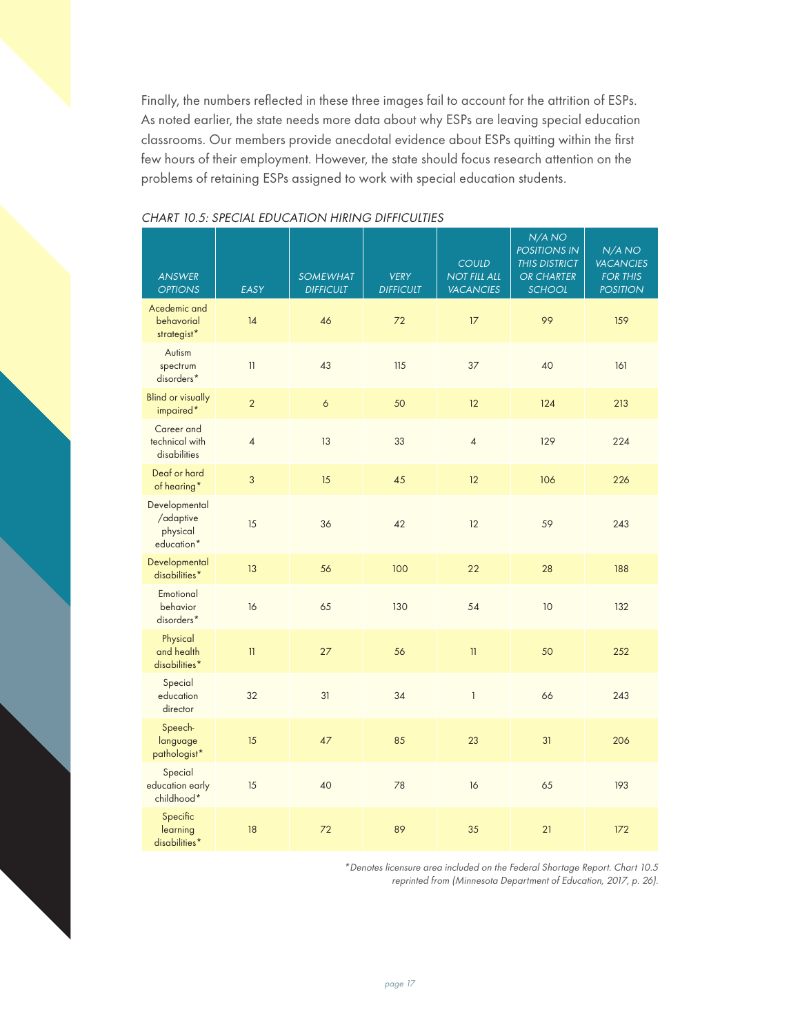Finally, the numbers reflected in these three images fail to account for the attrition of ESPs. As noted earlier, the state needs more data about why ESPs are leaving special education classrooms. Our members provide anecdotal evidence about ESPs quitting within the first few hours of their employment. However, the state should focus research attention on the problems of retaining ESPs assigned to work with special education students.

*CHART 10.5: SPECIAL EDUCATION HIRING DIFFICULTIES*

| ANSWER OPTIONS | EASY | SOMEWHAT DIFFICULT | VERY DIFFICULT | COULD NOT FILL ALL VACANCIES | N/A NO POSITIONS IN THIS DISTRICT OR CHARTER SCHOOL | N/A NO VACANCIES FOR THIS POSITION |
|---|---|---|---|---|---|---|
| Acedemic and behavorial strategist* | 14 | 46 | 72 | 17 | 99 | 159 |
| Autism spectrum disorders* | 11 | 43 | 115 | 37 | 40 | 161 |
| Blind or visually impaired* | 2 | 6 | 50 | 12 | 124 | 213 |
| Career and technical with disabilities | 4 | 13 | 33 | 4 | 129 | 224 |
| Deaf or hard of hearing* | 3 | 15 | 45 | 12 | 106 | 226 |
| Developmental /adaptive physical education* | 15 | 36 | 42 | 12 | 59 | 243 |
| Developmental disabilities* | 13 | 56 | 100 | 22 | 28 | 188 |
| Emotional behavior disorders* | 16 | 65 | 130 | 54 | 10 | 132 |
| Physical and health disabilities* | 11 | 27 | 56 | 11 | 50 | 252 |
| Special education director | 32 | 31 | 34 | 1 | 66 | 243 |
| Speech-language pathologist* | 15 | 47 | 85 | 23 | 31 | 206 |
| Special education early childhood* | 15 | 40 | 78 | 16 | 65 | 193 |
| Specific learning disabilities* | 18 | 72 | 89 | 35 | 21 | 172 |

*\*Denotes licensure area included on the Federal Shortage Report. Chart 10.5 reprinted from (Minnesota Department of Education, 2017, p. 26).*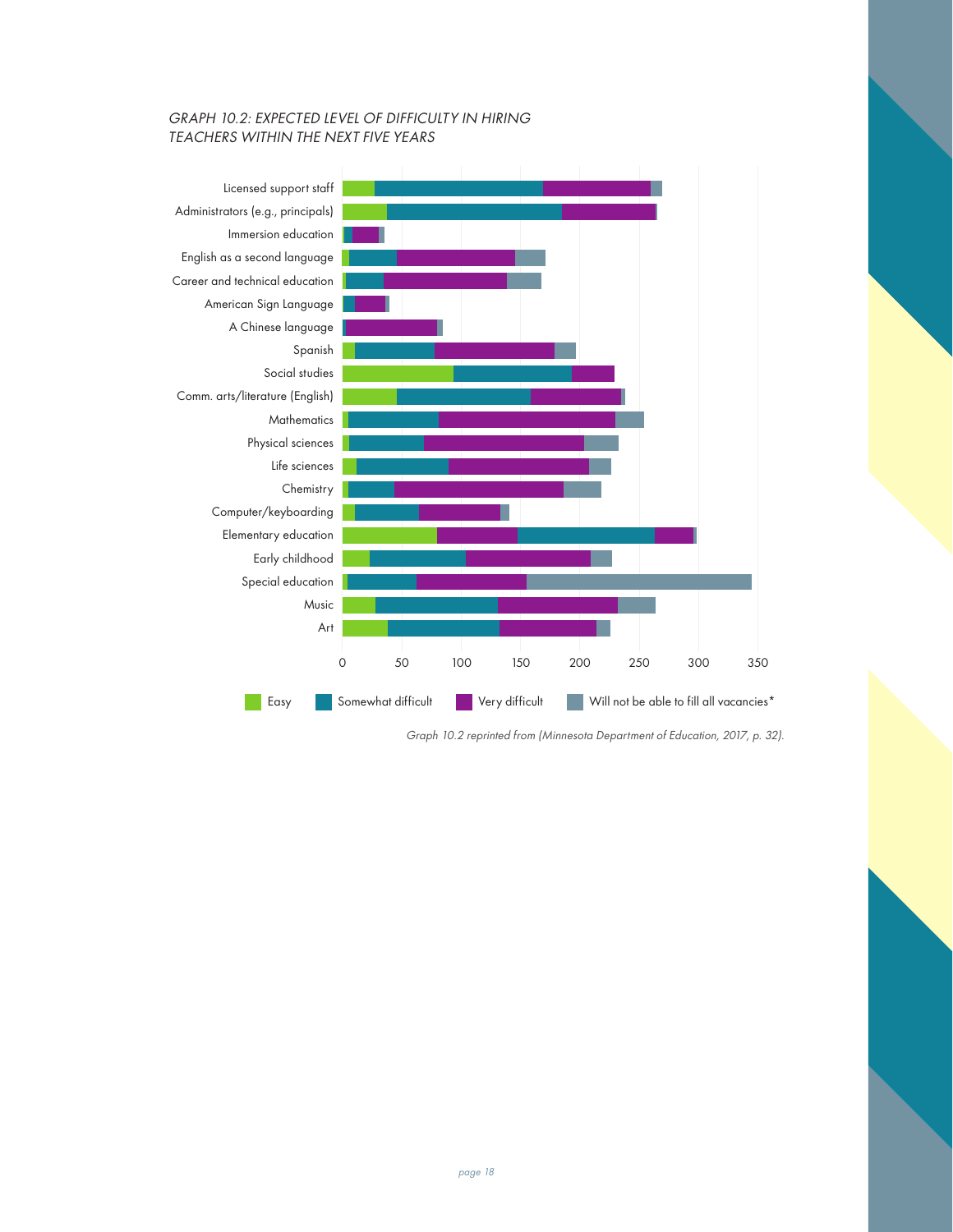*GRAPH 10.2: EXPECTED LEVEL OF DIFFICULTY IN HIRING TEACHERS WITHIN THE NEXT FIVE YEARS*

Licensed support staff
Administrators (e.g., principals)
Immersion education
English as a second language
Career and technical education
American Sign Language
A Chinese language
Spanish
Social studies
Comm. arts/literature (English)
Mathematics
Physical sciences
Life sciences
Chemistry
Computer/keyboarding
Elementary education
Early childhood
Special education
Music
Art

0 50 100 150 200 250 300 350

Easy | Somewhat difficult | Very difficult | Will not be able to fill all vacancies*

*Graph 10.2 reprinted from (Minnesota Department of Education, 2017, p. 32).*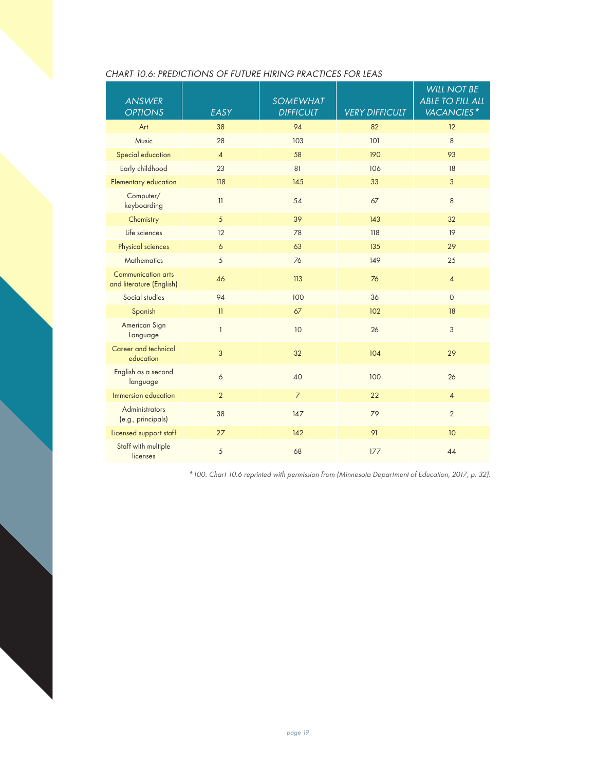*CHART 10.6: PREDICTIONS OF FUTURE HIRING PRACTICES FOR LEAS*

| ANSWER OPTIONS | EASY | SOMEWHAT DIFFICULT | VERY DIFFICULT | WILL NOT BE ABLE TO FILL ALL VACANCIES* |
|---|---|---|---|---|
| Art | 38 | 94 | 82 | 12 |
| Music | 28 | 103 | 101 | 8 |
| Special education | 4 | 58 | 190 | 93 |
| Early childhood | 23 | 81 | 106 | 18 |
| Elementary education | 118 | 145 | 33 | 3 |
| Computer/ keyboarding | 11 | 54 | 67 | 8 |
| Chemistry | 5 | 39 | 143 | 32 |
| Life sciences | 12 | 78 | 118 | 19 |
| Physical sciences | 6 | 63 | 135 | 29 |
| Mathematics | 5 | 76 | 149 | 25 |
| Communication arts and literature (English) | 46 | 113 | 76 | 4 |
| Social studies | 94 | 100 | 36 | 0 |
| Spanish | 11 | 67 | 102 | 18 |
| American Sign Language | 1 | 10 | 26 | 3 |
| Career and technical education | 3 | 32 | 104 | 29 |
| English as a second language | 6 | 40 | 100 | 26 |
| Immersion education | 2 | 7 | 22 | 4 |
| Administrators (e.g., principals) | 38 | 147 | 79 | 2 |
| Licensed support staff | 27 | 142 | 91 | 10 |
| Staff with multiple licenses | 5 | 68 | 177 | 44 |

*\* 100. Chart 10.6 reprinted with permission from (Minnesota Department of Education, 2017, p. 32).*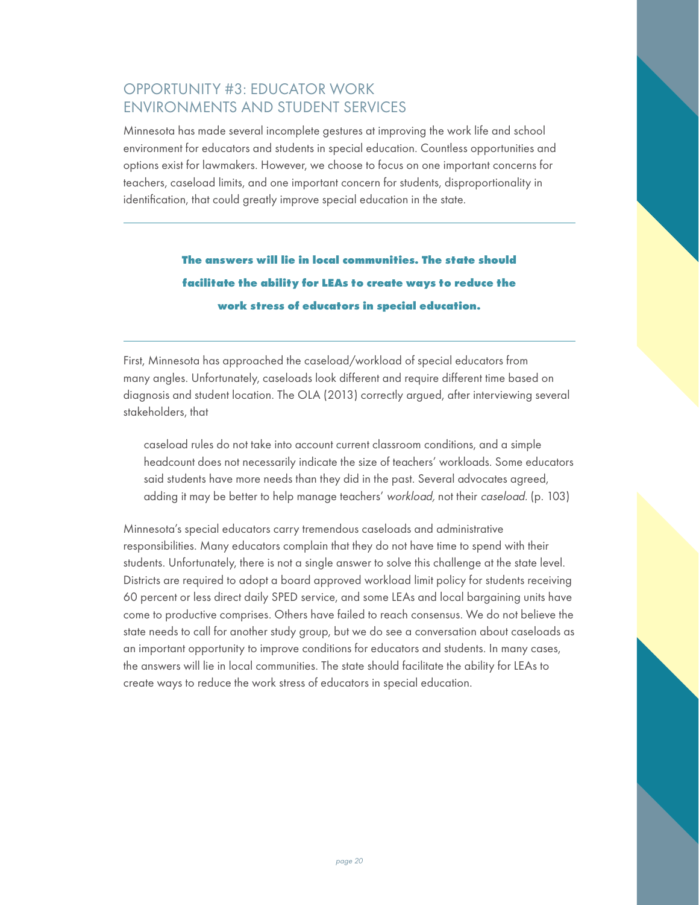## OPPORTUNITY #3: EDUCATOR WORK ENVIRONMENTS AND STUDENT SERVICES

Minnesota has made several incomplete gestures at improving the work life and school environment for educators and students in special education. Countless opportunities and options exist for lawmakers. However, we choose to focus on one important concerns for teachers, caseload limits, and one important concern for students, disproportionality in identification, that could greatly improve special education in the state.

---

**The answers will lie in local communities. The state should facilitate the ability for LEAs to create ways to reduce the work stress of educators in special education.**

---

First, Minnesota has approached the caseload/workload of special educators from many angles. Unfortunately, caseloads look different and require different time based on diagnosis and student location. The OLA (2013) correctly argued, after interviewing several stakeholders, that

> caseload rules do not take into account current classroom conditions, and a simple headcount does not necessarily indicate the size of teachers' workloads. Some educators said students have more needs than they did in the past. Several advocates agreed, adding it may be better to help manage teachers' *workload,* not their *caseload*. (p. 103)

Minnesota's special educators carry tremendous caseloads and administrative responsibilities. Many educators complain that they do not have time to spend with their students. Unfortunately, there is not a single answer to solve this challenge at the state level. Districts are required to adopt a board approved workload limit policy for students receiving 60 percent or less direct daily SPED service, and some LEAs and local bargaining units have come to productive comprises. Others have failed to reach consensus. We do not believe the state needs to call for another study group, but we do see a conversation about caseloads as an important opportunity to improve conditions for educators and students. In many cases, the answers will lie in local communities. The state should facilitate the ability for LEAs to create ways to reduce the work stress of educators in special education.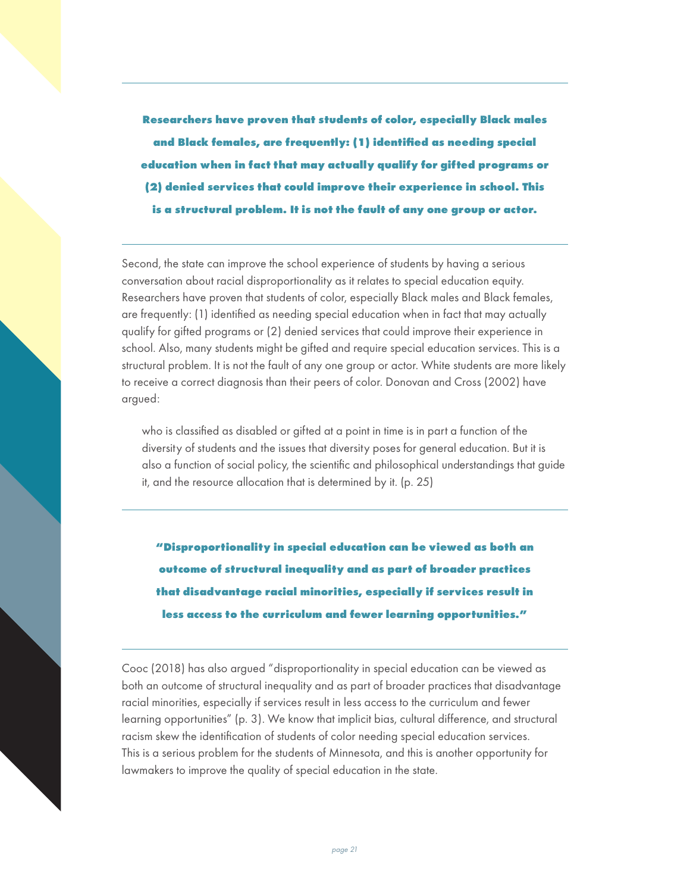**Researchers have proven that students of color, especially Black males and Black females, are frequently: (1) identified as needing special education when in fact that may actually qualify for gifted programs or (2) denied services that could improve their experience in school. This is a structural problem. It is not the fault of any one group or actor.**

Second, the state can improve the school experience of students by having a serious conversation about racial disproportionality as it relates to special education equity. Researchers have proven that students of color, especially Black males and Black females, are frequently: (1) identified as needing special education when in fact that may actually qualify for gifted programs or (2) denied services that could improve their experience in school. Also, many students might be gifted and require special education services. This is a structural problem. It is not the fault of any one group or actor. White students are more likely to receive a correct diagnosis than their peers of color. Donovan and Cross (2002) have argued:

> who is classified as disabled or gifted at a point in time is in part a function of the diversity of students and the issues that diversity poses for general education. But it is also a function of social policy, the scientific and philosophical understandings that guide it, and the resource allocation that is determined by it. (p. 25)

**"Disproportionality in special education can be viewed as both an outcome of structural inequality and as part of broader practices that disadvantage racial minorities, especially if services result in less access to the curriculum and fewer learning opportunities."**

Cooc (2018) has also argued "disproportionality in special education can be viewed as both an outcome of structural inequality and as part of broader practices that disadvantage racial minorities, especially if services result in less access to the curriculum and fewer learning opportunities" (p. 3). We know that implicit bias, cultural difference, and structural racism skew the identification of students of color needing special education services. This is a serious problem for the students of Minnesota, and this is another opportunity for lawmakers to improve the quality of special education in the state.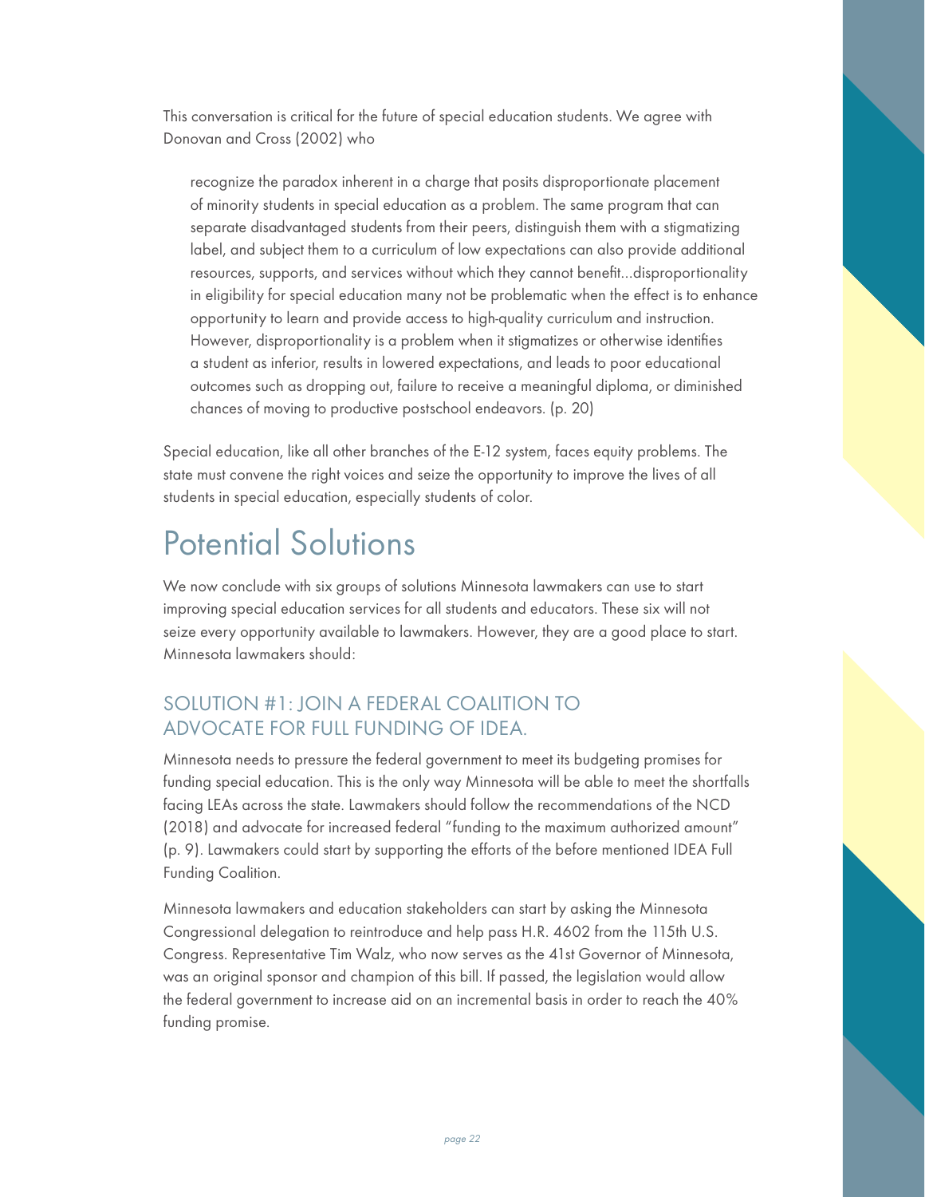This conversation is critical for the future of special education students. We agree with Donovan and Cross (2002) who

> recognize the paradox inherent in a charge that posits disproportionate placement of minority students in special education as a problem. The same program that can separate disadvantaged students from their peers, distinguish them with a stigmatizing label, and subject them to a curriculum of low expectations can also provide additional resources, supports, and services without which they cannot benefit...disproportionality in eligibility for special education many not be problematic when the effect is to enhance opportunity to learn and provide access to high-quality curriculum and instruction. However, disproportionality is a problem when it stigmatizes or otherwise identifies a student as inferior, results in lowered expectations, and leads to poor educational outcomes such as dropping out, failure to receive a meaningful diploma, or diminished chances of moving to productive postschool endeavors. (p. 20)

Special education, like all other branches of the E-12 system, faces equity problems. The state must convene the right voices and seize the opportunity to improve the lives of all students in special education, especially students of color.

# Potential Solutions

We now conclude with six groups of solutions Minnesota lawmakers can use to start improving special education services for all students and educators. These six will not seize every opportunity available to lawmakers. However, they are a good place to start. Minnesota lawmakers should:

## SOLUTION #1: JOIN A FEDERAL COALITION TO ADVOCATE FOR FULL FUNDING OF IDEA.

Minnesota needs to pressure the federal government to meet its budgeting promises for funding special education. This is the only way Minnesota will be able to meet the shortfalls facing LEAs across the state. Lawmakers should follow the recommendations of the NCD (2018) and advocate for increased federal "funding to the maximum authorized amount" (p. 9). Lawmakers could start by supporting the efforts of the before mentioned IDEA Full Funding Coalition.

Minnesota lawmakers and education stakeholders can start by asking the Minnesota Congressional delegation to reintroduce and help pass H.R. 4602 from the 115th U.S. Congress. Representative Tim Walz, who now serves as the 41st Governor of Minnesota, was an original sponsor and champion of this bill. If passed, the legislation would allow the federal government to increase aid on an incremental basis in order to reach the 40% funding promise.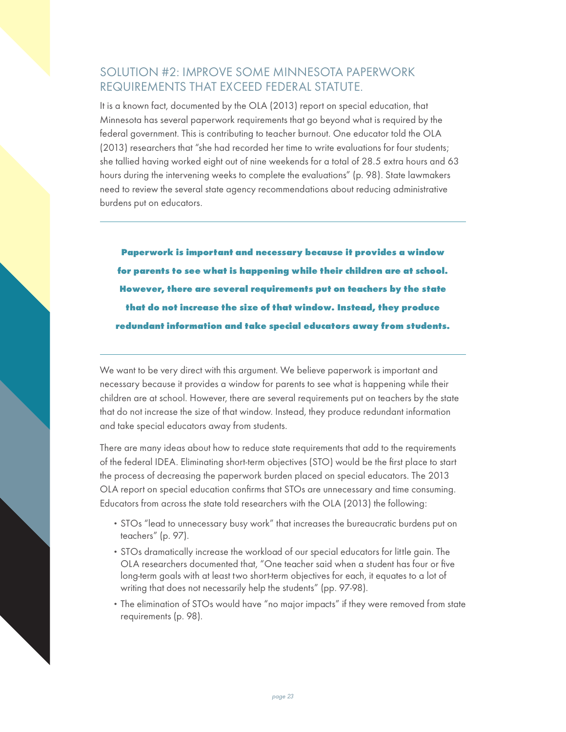## SOLUTION #2: IMPROVE SOME MINNESOTA PAPERWORK REQUIREMENTS THAT EXCEED FEDERAL STATUTE.

It is a known fact, documented by the OLA (2013) report on special education, that Minnesota has several paperwork requirements that go beyond what is required by the federal government. This is contributing to teacher burnout. One educator told the OLA (2013) researchers that "she had recorded her time to write evaluations for four students; she tallied having worked eight out of nine weekends for a total of 28.5 extra hours and 63 hours during the intervening weeks to complete the evaluations" (p. 98). State lawmakers need to review the several state agency recommendations about reducing administrative burdens put on educators.

---

**Paperwork is important and necessary because it provides a window for parents to see what is happening while their children are at school. However, there are several requirements put on teachers by the state that do not increase the size of that window. Instead, they produce redundant information and take special educators away from students.**

---

We want to be very direct with this argument. We believe paperwork is important and necessary because it provides a window for parents to see what is happening while their children are at school. However, there are several requirements put on teachers by the state that do not increase the size of that window. Instead, they produce redundant information and take special educators away from students.

There are many ideas about how to reduce state requirements that add to the requirements of the federal IDEA. Eliminating short-term objectives (STO) would be the first place to start the process of decreasing the paperwork burden placed on special educators. The 2013 OLA report on special education confirms that STOs are unnecessary and time consuming. Educators from across the state told researchers with the OLA (2013) the following:

- STOs "lead to unnecessary busy work" that increases the bureaucratic burdens put on teachers" (p. 97).
- STOs dramatically increase the workload of our special educators for little gain. The OLA researchers documented that, "One teacher said when a student has four or five long-term goals with at least two short-term objectives for each, it equates to a lot of writing that does not necessarily help the students" (pp. 97-98).
- The elimination of STOs would have "no major impacts" if they were removed from state requirements (p. 98).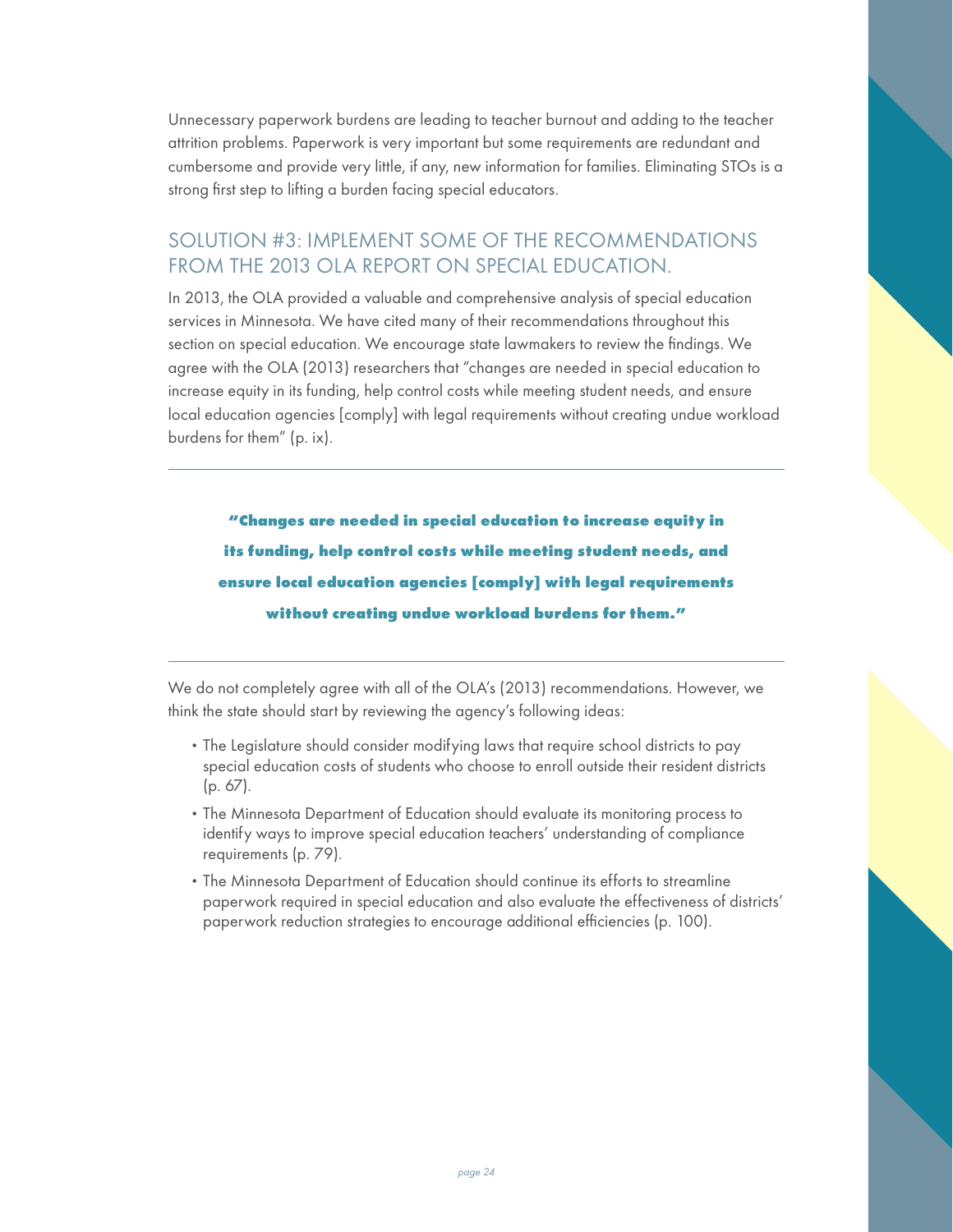Unnecessary paperwork burdens are leading to teacher burnout and adding to the teacher attrition problems. Paperwork is very important but some requirements are redundant and cumbersome and provide very little, if any, new information for families. Eliminating STOs is a strong first step to lifting a burden facing special educators.

## SOLUTION #3: IMPLEMENT SOME OF THE RECOMMENDATIONS FROM THE 2013 OLA REPORT ON SPECIAL EDUCATION.

In 2013, the OLA provided a valuable and comprehensive analysis of special education services in Minnesota. We have cited many of their recommendations throughout this section on special education. We encourage state lawmakers to review the findings. We agree with the OLA (2013) researchers that "changes are needed in special education to increase equity in its funding, help control costs while meeting student needs, and ensure local education agencies [comply] with legal requirements without creating undue workload burdens for them" (p. ix).

---

> **"Changes are needed in special education to increase equity in its funding, help control costs while meeting student needs, and ensure local education agencies [comply] with legal requirements without creating undue workload burdens for them."**

---

We do not completely agree with all of the OLA's (2013) recommendations. However, we think the state should start by reviewing the agency's following ideas:

- The Legislature should consider modifying laws that require school districts to pay special education costs of students who choose to enroll outside their resident districts (p. 67).
- The Minnesota Department of Education should evaluate its monitoring process to identify ways to improve special education teachers' understanding of compliance requirements (p. 79).
- The Minnesota Department of Education should continue its efforts to streamline paperwork required in special education and also evaluate the effectiveness of districts' paperwork reduction strategies to encourage additional efficiencies (p. 100).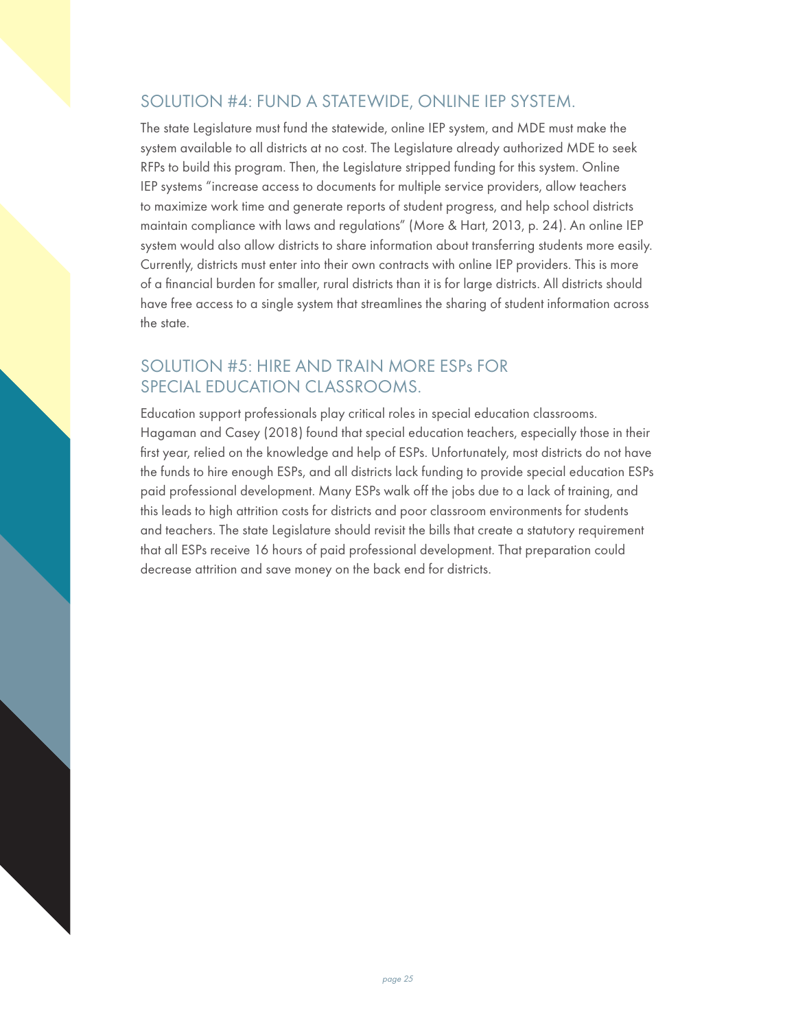## SOLUTION #4: FUND A STATEWIDE, ONLINE IEP SYSTEM.

The state Legislature must fund the statewide, online IEP system, and MDE must make the system available to all districts at no cost. The Legislature already authorized MDE to seek RFPs to build this program. Then, the Legislature stripped funding for this system. Online IEP systems "increase access to documents for multiple service providers, allow teachers to maximize work time and generate reports of student progress, and help school districts maintain compliance with laws and regulations" (More & Hart, 2013, p. 24). An online IEP system would also allow districts to share information about transferring students more easily. Currently, districts must enter into their own contracts with online IEP providers. This is more of a financial burden for smaller, rural districts than it is for large districts. All districts should have free access to a single system that streamlines the sharing of student information across the state.

## SOLUTION #5: HIRE AND TRAIN MORE ESPs FOR SPECIAL EDUCATION CLASSROOMS.

Education support professionals play critical roles in special education classrooms. Hagaman and Casey (2018) found that special education teachers, especially those in their first year, relied on the knowledge and help of ESPs. Unfortunately, most districts do not have the funds to hire enough ESPs, and all districts lack funding to provide special education ESPs paid professional development. Many ESPs walk off the jobs due to a lack of training, and this leads to high attrition costs for districts and poor classroom environments for students and teachers. The state Legislature should revisit the bills that create a statutory requirement that all ESPs receive 16 hours of paid professional development. That preparation could decrease attrition and save money on the back end for districts.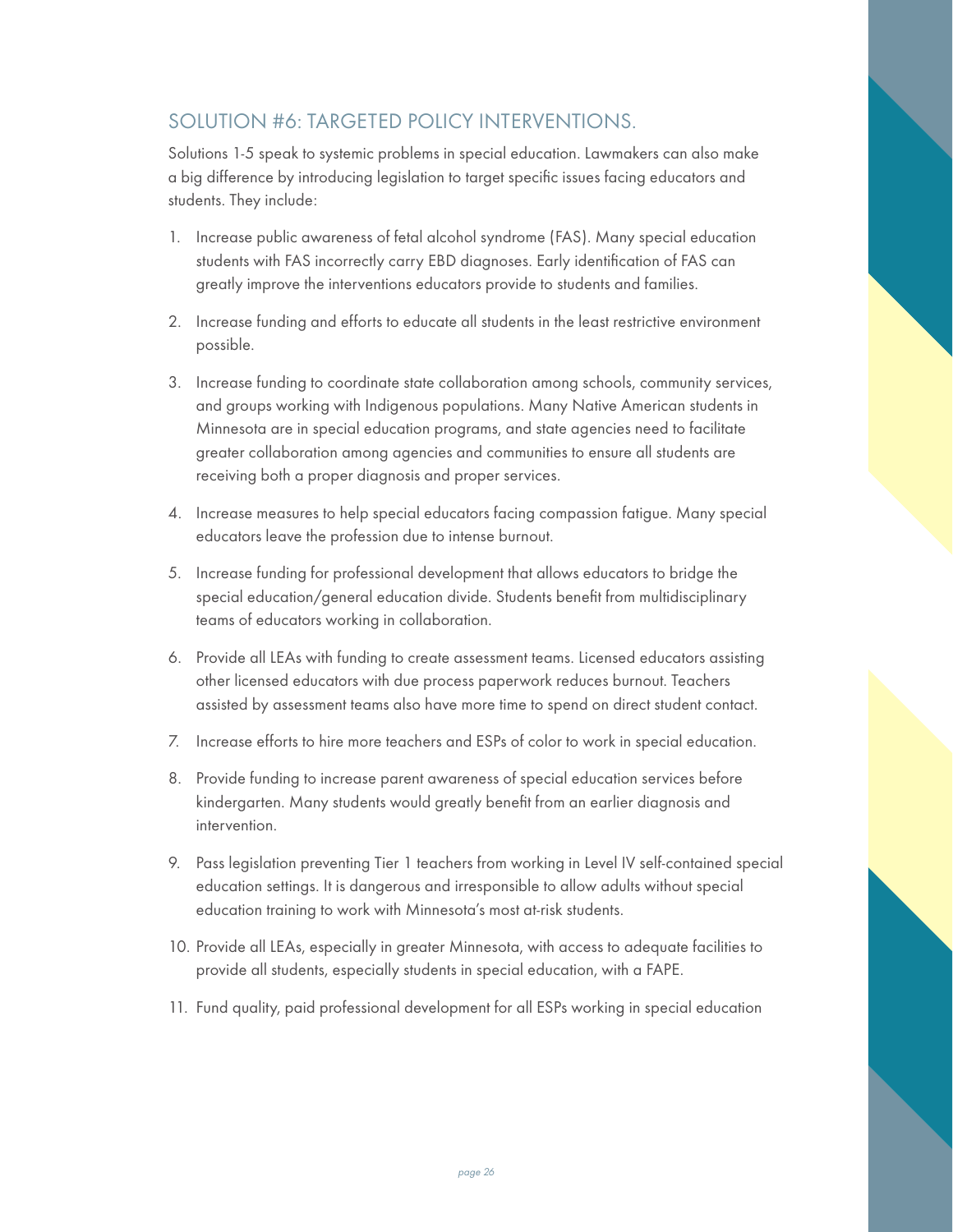## SOLUTION #6: TARGETED POLICY INTERVENTIONS.

Solutions 1-5 speak to systemic problems in special education. Lawmakers can also make a big difference by introducing legislation to target specific issues facing educators and students. They include:

1. Increase public awareness of fetal alcohol syndrome (FAS). Many special education students with FAS incorrectly carry EBD diagnoses. Early identification of FAS can greatly improve the interventions educators provide to students and families.
2. Increase funding and efforts to educate all students in the least restrictive environment possible.
3. Increase funding to coordinate state collaboration among schools, community services, and groups working with Indigenous populations. Many Native American students in Minnesota are in special education programs, and state agencies need to facilitate greater collaboration among agencies and communities to ensure all students are receiving both a proper diagnosis and proper services.
4. Increase measures to help special educators facing compassion fatigue. Many special educators leave the profession due to intense burnout.
5. Increase funding for professional development that allows educators to bridge the special education/general education divide. Students benefit from multidisciplinary teams of educators working in collaboration.
6. Provide all LEAs with funding to create assessment teams. Licensed educators assisting other licensed educators with due process paperwork reduces burnout. Teachers assisted by assessment teams also have more time to spend on direct student contact.
7. Increase efforts to hire more teachers and ESPs of color to work in special education.
8. Provide funding to increase parent awareness of special education services before kindergarten. Many students would greatly benefit from an earlier diagnosis and intervention.
9. Pass legislation preventing Tier 1 teachers from working in Level IV self-contained special education settings. It is dangerous and irresponsible to allow adults without special education training to work with Minnesota's most at-risk students.
10. Provide all LEAs, especially in greater Minnesota, with access to adequate facilities to provide all students, especially students in special education, with a FAPE.
11. Fund quality, paid professional development for all ESPs working in special education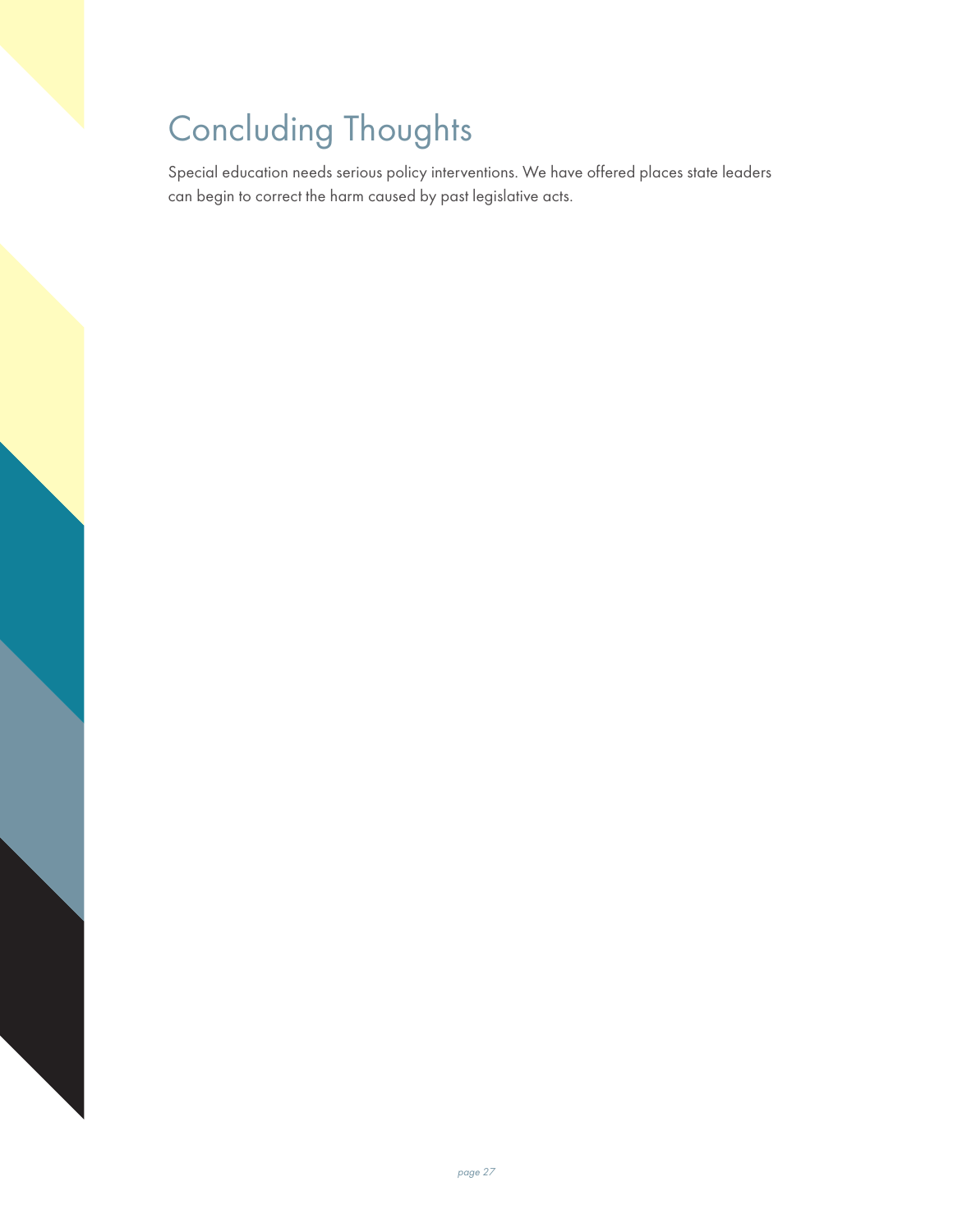# Concluding Thoughts

Special education needs serious policy interventions. We have offered places state leaders can begin to correct the harm caused by past legislative acts.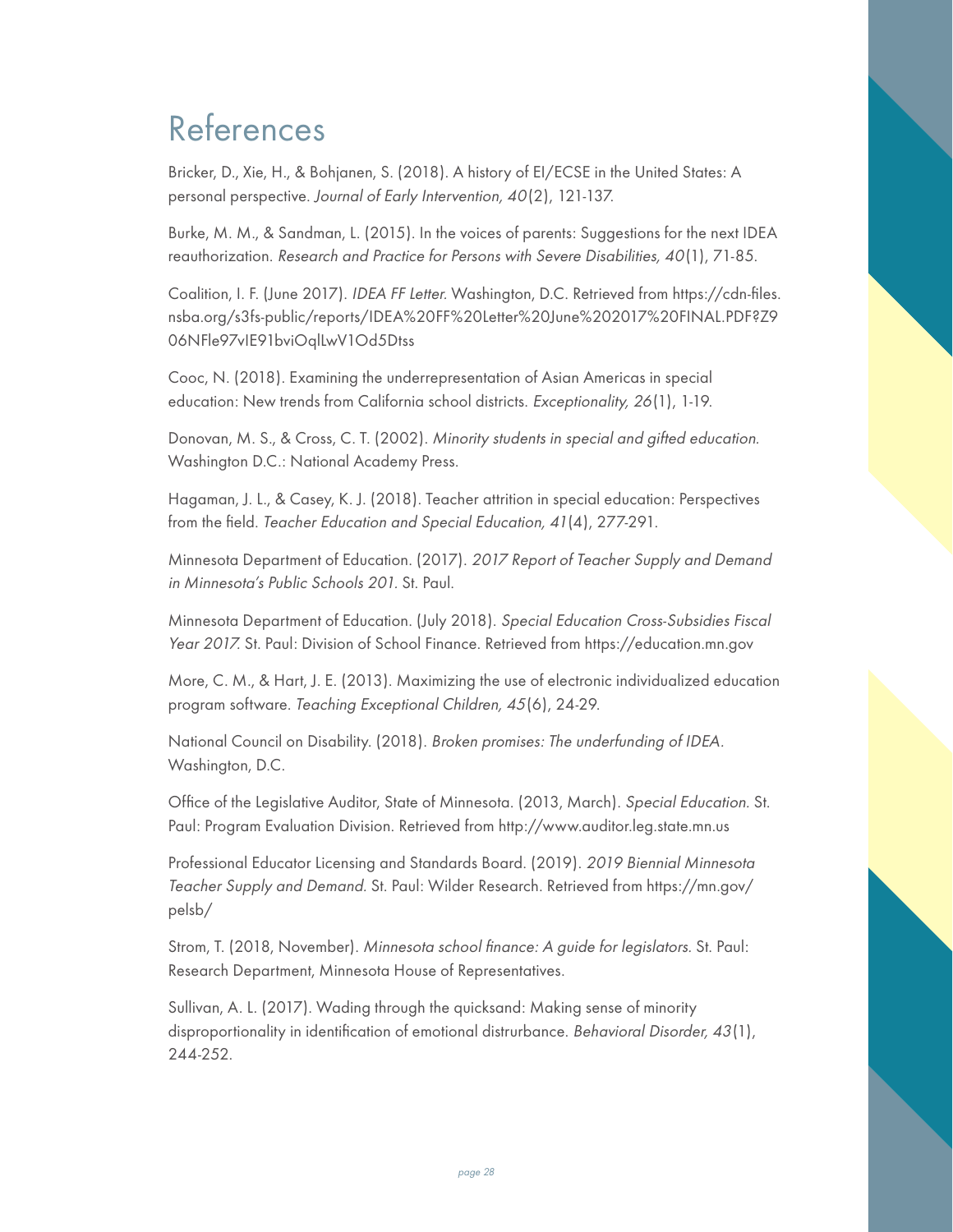# References

Bricker, D., Xie, H., & Bohjanen, S. (2018). A history of EI/ECSE in the United States: A personal perspective. *Journal of Early Intervention, 40*(2), 121-137.

Burke, M. M., & Sandman, L. (2015). In the voices of parents: Suggestions for the next IDEA reauthorization. *Research and Practice for Persons with Severe Disabilities, 40*(1), 71-85.

Coalition, I. F. (June 2017). *IDEA FF Letter.* Washington, D.C. Retrieved from https://cdn-files.nsba.org/s3fs-public/reports/IDEA%20FF%20Letter%20June%202017%20FINAL.PDF?Z906NFle97vIE91bviOqlLwV1Od5Dtss

Cooc, N. (2018). Examining the underrepresentation of Asian Americas in special education: New trends from California school districts. *Exceptionality, 26*(1), 1-19.

Donovan, M. S., & Cross, C. T. (2002). *Minority students in special and gifted education.* Washington D.C.: National Academy Press.

Hagaman, J. L., & Casey, K. J. (2018). Teacher attrition in special education: Perspectives from the field. *Teacher Education and Special Education, 41*(4), 277-291.

Minnesota Department of Education. (2017). *2017 Report of Teacher Supply and Demand in Minnesota's Public Schools 201.* St. Paul.

Minnesota Department of Education. (July 2018). *Special Education Cross-Subsidies Fiscal Year 2017.* St. Paul: Division of School Finance. Retrieved from https://education.mn.gov

More, C. M., & Hart, J. E. (2013). Maximizing the use of electronic individualized education program software. *Teaching Exceptional Children, 45*(6), 24-29.

National Council on Disability. (2018). *Broken promises: The underfunding of IDEA.* Washington, D.C.

Office of the Legislative Auditor, State of Minnesota. (2013, March). *Special Education.* St. Paul: Program Evaluation Division. Retrieved from http://www.auditor.leg.state.mn.us

Professional Educator Licensing and Standards Board. (2019). *2019 Biennial Minnesota Teacher Supply and Demand.* St. Paul: Wilder Research. Retrieved from https://mn.gov/pelsb/

Strom, T. (2018, November). *Minnesota school finance: A guide for legislators.* St. Paul: Research Department, Minnesota House of Representatives.

Sullivan, A. L. (2017). Wading through the quicksand: Making sense of minority disproportionality in identification of emotional distrurbance. *Behavioral Disorder, 43*(1), 244-252.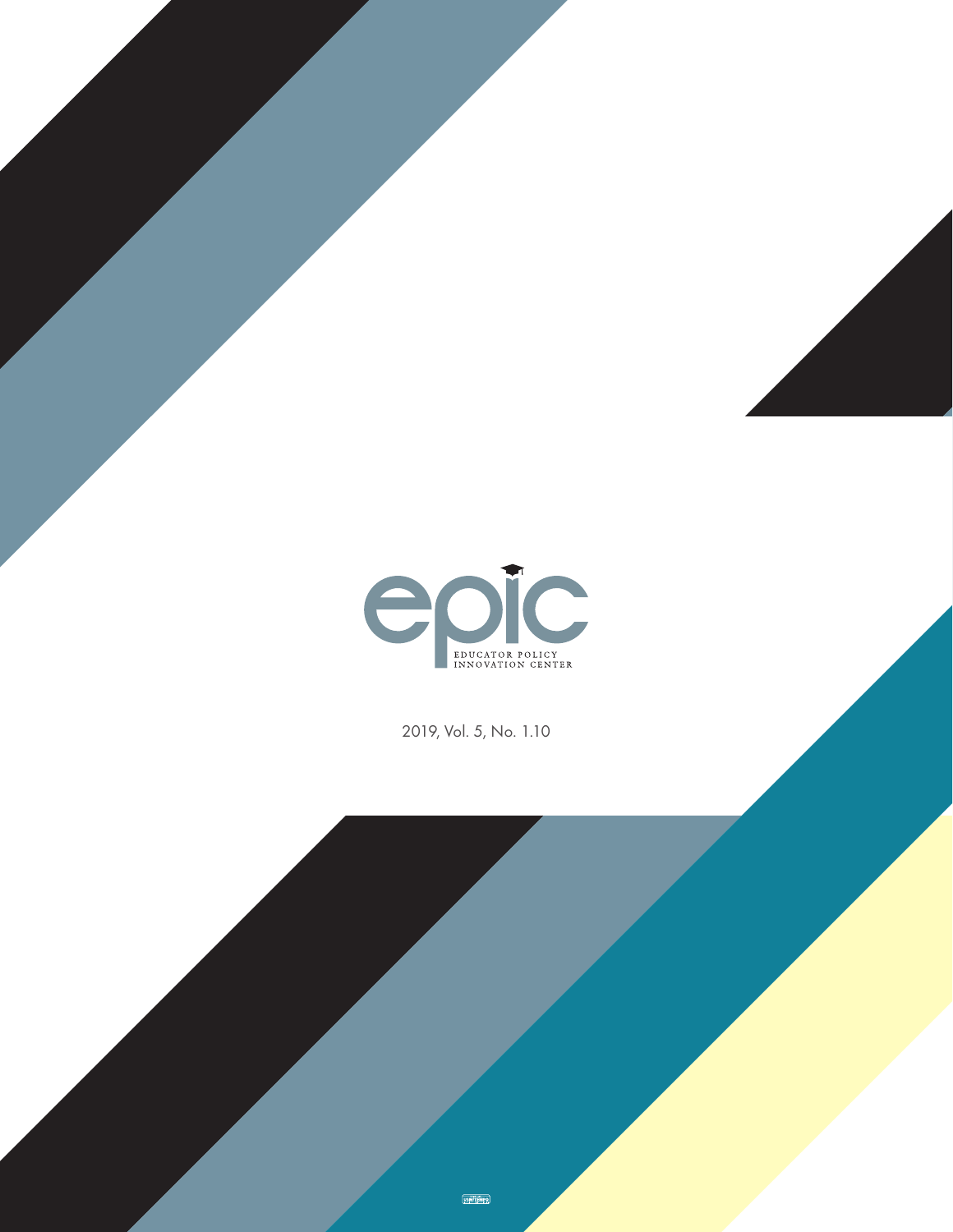epic

EDUCATOR POLICY INNOVATION CENTER

2019, Vol. 5, No. 1.10